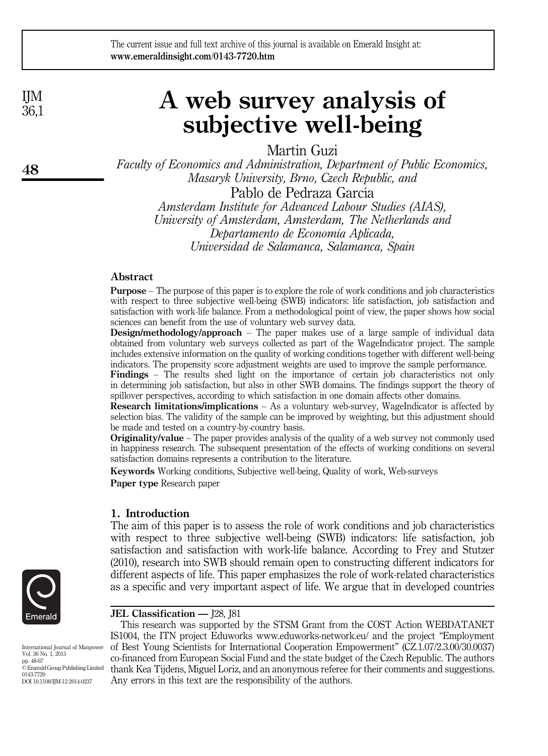The current issue and full text archive of this journal is available on Emerald Insight at: **www.emeraldinsight.com/0143-7720.htm**

# A web survey analysis of subjective well-being

Martin Guzi

*Faculty of Economics and Administration, Department of Public Economics, Masaryk University, Brno, Czech Republic, and*

Pablo de Pedraza García

*Amsterdam Institute for Advanced Labour Studies (AIAS), University of Amsterdam, Amsterdam, The Netherlands and Departamento de Economía Aplicada, Universidad de Salamanca, Salamanca, Spain*

## Abstract

**Purpose** – The purpose of this paper is to explore the role of work conditions and job characteristics with respect to three subjective well-being (SWB) indicators: life satisfaction, job satisfaction and satisfaction with work-life balance. From a methodological point of view, the paper shows how social sciences can benefit from the use of voluntary web survey data.

**Design/methodology/approach** – The paper makes use of a large sample of individual data obtained from voluntary web surveys collected as part of the WageIndicator project. The sample includes extensive information on the quality of working conditions together with different well-being indicators. The propensity score adjustment weights are used to improve the sample performance.

**Findings** – The results shed light on the importance of certain job characteristics not only in determining job satisfaction, but also in other SWB domains. The findings support the theory of spillover perspectives, according to which satisfaction in one domain affects other domains.

**Research limitations/implications** – As a voluntary web-survey, WageIndicator is affected by selection bias. The validity of the sample can be improved by weighting, but this adjustment should be made and tested on a country-by-country basis.

**Originality/value** – The paper provides analysis of the quality of a web survey not commonly used in happiness research. The subsequent presentation of the effects of working conditions on several satisfaction domains represents a contribution to the literature.

**Keywords** Working conditions, Subjective well-being, Quality of work, Web-surveys

**Paper type** Research paper

## 1. Introduction

The aim of this paper is to assess the role of work conditions and job characteristics with respect to three subjective well-being (SWB) indicators: life satisfaction, job satisfaction and satisfaction with work-life balance. According to Frey and Stutzer (2010), research into SWB should remain open to constructing different indicators for different aspects of life. This paper emphasizes the role of work-related characteristics as a specific and very important aspect of life. We argue that in developed countries

**JEL Classification — J28, J81**

This research was supported by the STSM Grant from the COST Action WEBDATANET IS1004, the ITN project Eduworks www.eduworks-network.eu/ and the project "Employment of Best Young Scientists for International Cooperation Empowerment" (CZ.1.07/2.3.00/30.0037) co-financed from European Social Fund and the state budget of the Czech Republic. The authors thank Kea Tijdens, Miguel Loriz, and an anonymous referee for their comments and suggestions. Any errors in this text are the responsibility of the authors.

International Journal of Manpower
Vol. 36 No. 1, 2015
pp. 48-67
© Emerald Group Publishing Limited
0143-7720
DOI 10.1108/IJM-12-2014-0237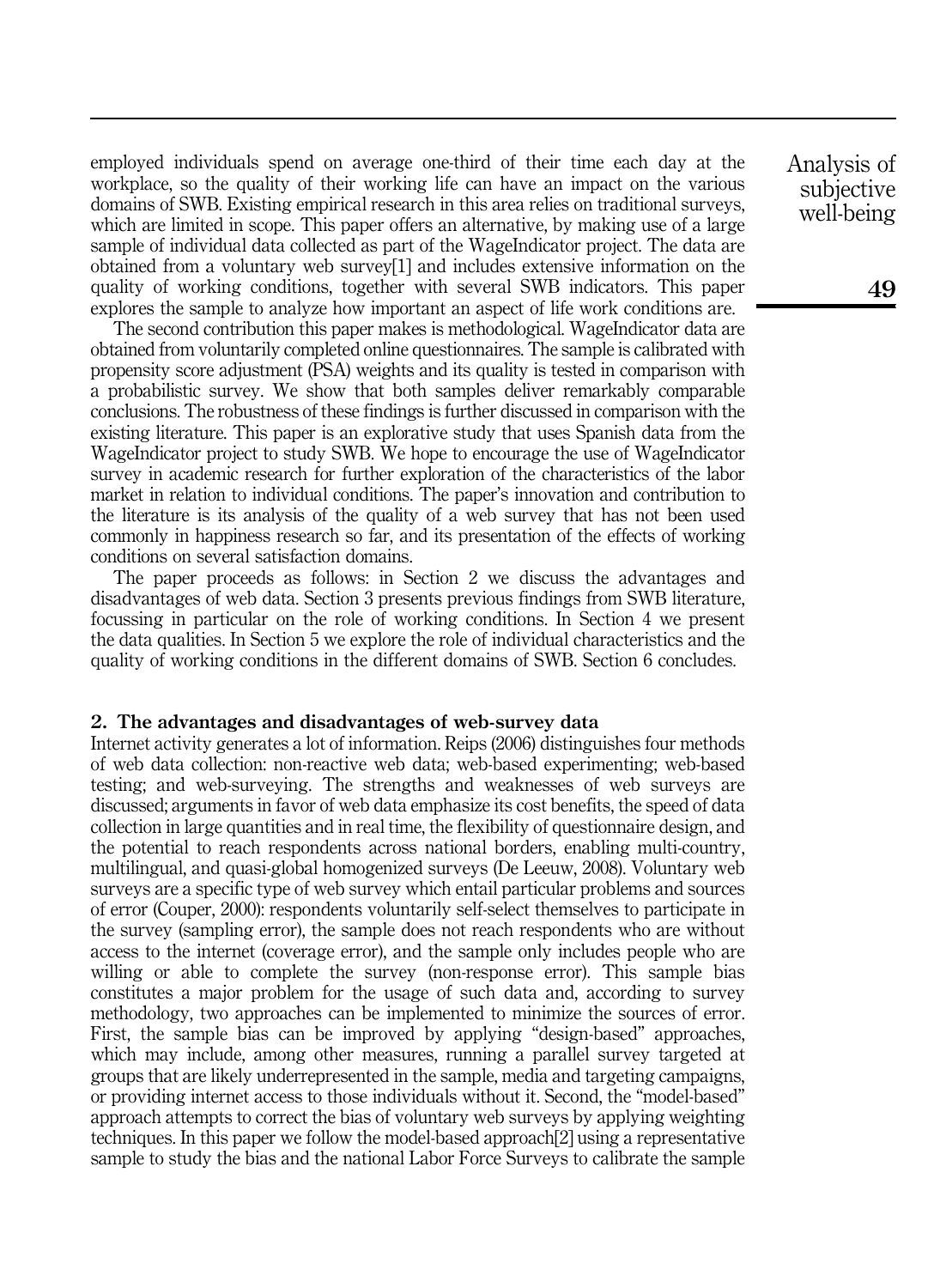employed individuals spend on average one-third of their time each day at the workplace, so the quality of their working life can have an impact on the various domains of SWB. Existing empirical research in this area relies on traditional surveys, which are limited in scope. This paper offers an alternative, by making use of a large sample of individual data collected as part of the WageIndicator project. The data are obtained from a voluntary web survey[1] and includes extensive information on the quality of working conditions, together with several SWB indicators. This paper explores the sample to analyze how important an aspect of life work conditions are.

The second contribution this paper makes is methodological. WageIndicator data are obtained from voluntarily completed online questionnaires. The sample is calibrated with propensity score adjustment (PSA) weights and its quality is tested in comparison with a probabilistic survey. We show that both samples deliver remarkably comparable conclusions. The robustness of these findings is further discussed in comparison with the existing literature. This paper is an explorative study that uses Spanish data from the WageIndicator project to study SWB. We hope to encourage the use of WageIndicator survey in academic research for further exploration of the characteristics of the labor market in relation to individual conditions. The paper's innovation and contribution to the literature is its analysis of the quality of a web survey that has not been used commonly in happiness research so far, and its presentation of the effects of working conditions on several satisfaction domains.

The paper proceeds as follows: in Section 2 we discuss the advantages and disadvantages of web data. Section 3 presents previous findings from SWB literature, focussing in particular on the role of working conditions. In Section 4 we present the data qualities. In Section 5 we explore the role of individual characteristics and the quality of working conditions in the different domains of SWB. Section 6 concludes.

## 2. The advantages and disadvantages of web-survey data

Internet activity generates a lot of information. Reips (2006) distinguishes four methods of web data collection: non-reactive web data; web-based experimenting; web-based testing; and web-surveying. The strengths and weaknesses of web surveys are discussed; arguments in favor of web data emphasize its cost benefits, the speed of data collection in large quantities and in real time, the flexibility of questionnaire design, and the potential to reach respondents across national borders, enabling multi-country, multilingual, and quasi-global homogenized surveys (De Leeuw, 2008). Voluntary web surveys are a specific type of web survey which entail particular problems and sources of error (Couper, 2000): respondents voluntarily self-select themselves to participate in the survey (sampling error), the sample does not reach respondents who are without access to the internet (coverage error), and the sample only includes people who are willing or able to complete the survey (non-response error). This sample bias constitutes a major problem for the usage of such data and, according to survey methodology, two approaches can be implemented to minimize the sources of error. First, the sample bias can be improved by applying "design-based" approaches, which may include, among other measures, running a parallel survey targeted at groups that are likely underrepresented in the sample, media and targeting campaigns, or providing internet access to those individuals without it. Second, the "model-based" approach attempts to correct the bias of voluntary web surveys by applying weighting techniques. In this paper we follow the model-based approach[2] using a representative sample to study the bias and the national Labor Force Surveys to calibrate the sample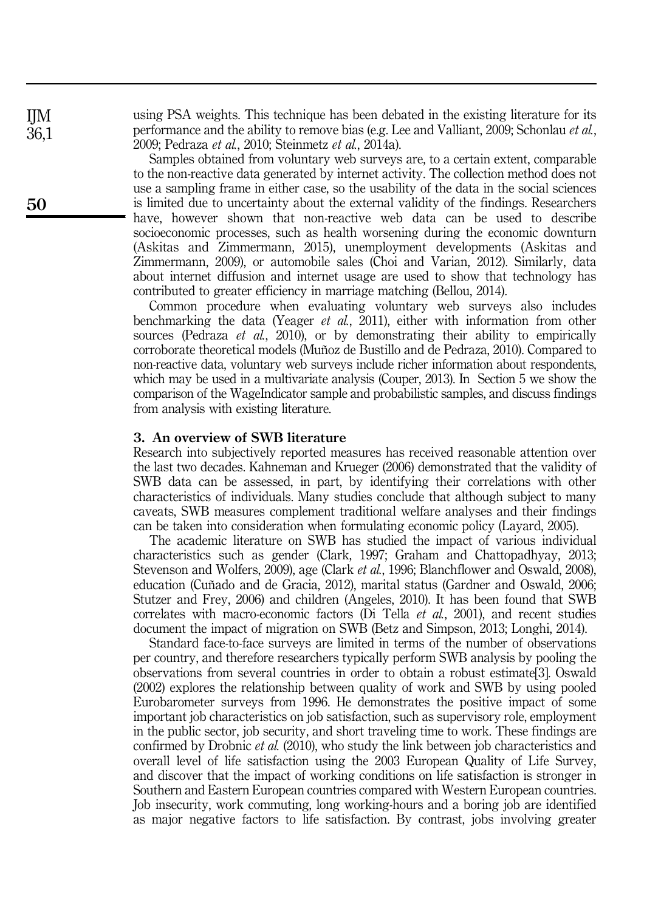using PSA weights. This technique has been debated in the existing literature for its performance and the ability to remove bias (e.g. Lee and Valliant, 2009; Schonlau *et al.*, 2009; Pedraza *et al.*, 2010; Steinmetz *et al.*, 2014a).

Samples obtained from voluntary web surveys are, to a certain extent, comparable to the non-reactive data generated by internet activity. The collection method does not use a sampling frame in either case, so the usability of the data in the social sciences is limited due to uncertainty about the external validity of the findings. Researchers have, however shown that non-reactive web data can be used to describe socioeconomic processes, such as health worsening during the economic downturn (Askitas and Zimmermann, 2015), unemployment developments (Askitas and Zimmermann, 2009), or automobile sales (Choi and Varian, 2012). Similarly, data about internet diffusion and internet usage are used to show that technology has contributed to greater efficiency in marriage matching (Bellou, 2014).

Common procedure when evaluating voluntary web surveys also includes benchmarking the data (Yeager *et al.*, 2011), either with information from other sources (Pedraza *et al.*, 2010), or by demonstrating their ability to empirically corroborate theoretical models (Muñoz de Bustillo and de Pedraza, 2010). Compared to non-reactive data, voluntary web surveys include richer information about respondents, which may be used in a multivariate analysis (Couper, 2013). In Section 5 we show the comparison of the WageIndicator sample and probabilistic samples, and discuss findings from analysis with existing literature.

## 3. An overview of SWB literature

Research into subjectively reported measures has received reasonable attention over the last two decades. Kahneman and Krueger (2006) demonstrated that the validity of SWB data can be assessed, in part, by identifying their correlations with other characteristics of individuals. Many studies conclude that although subject to many caveats, SWB measures complement traditional welfare analyses and their findings can be taken into consideration when formulating economic policy (Layard, 2005).

The academic literature on SWB has studied the impact of various individual characteristics such as gender (Clark, 1997; Graham and Chattopadhyay, 2013; Stevenson and Wolfers, 2009), age (Clark *et al.*, 1996; Blanchflower and Oswald, 2008), education (Cuñado and de Gracia, 2012), marital status (Gardner and Oswald, 2006; Stutzer and Frey, 2006) and children (Angeles, 2010). It has been found that SWB correlates with macro-economic factors (Di Tella *et al.*, 2001), and recent studies document the impact of migration on SWB (Betz and Simpson, 2013; Longhi, 2014).

Standard face-to-face surveys are limited in terms of the number of observations per country, and therefore researchers typically perform SWB analysis by pooling the observations from several countries in order to obtain a robust estimate[3]. Oswald (2002) explores the relationship between quality of work and SWB by using pooled Eurobarometer surveys from 1996. He demonstrates the positive impact of some important job characteristics on job satisfaction, such as supervisory role, employment in the public sector, job security, and short traveling time to work. These findings are confirmed by Drobnic *et al.* (2010), who study the link between job characteristics and overall level of life satisfaction using the 2003 European Quality of Life Survey, and discover that the impact of working conditions on life satisfaction is stronger in Southern and Eastern European countries compared with Western European countries. Job insecurity, work commuting, long working-hours and a boring job are identified as major negative factors to life satisfaction. By contrast, jobs involving greater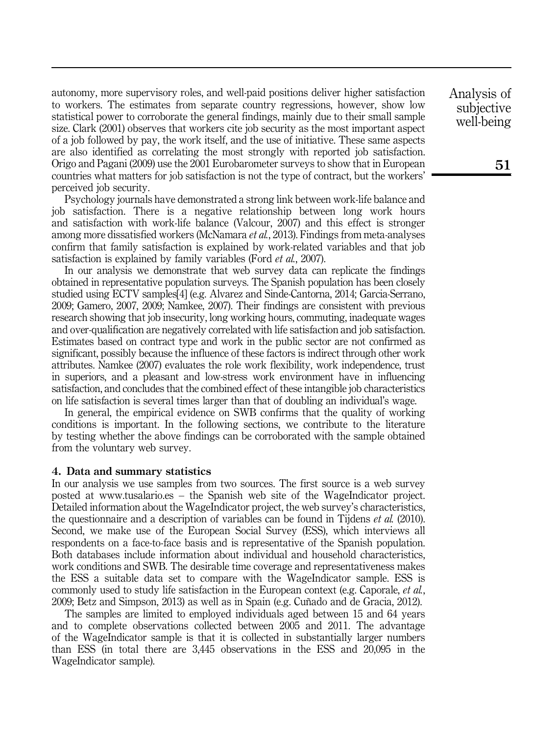autonomy, more supervisory roles, and well-paid positions deliver higher satisfaction to workers. The estimates from separate country regressions, however, show low statistical power to corroborate the general findings, mainly due to their small sample size. Clark (2001) observes that workers cite job security as the most important aspect of a job followed by pay, the work itself, and the use of initiative. These same aspects are also identified as correlating the most strongly with reported job satisfaction. Origo and Pagani (2009) use the 2001 Eurobarometer surveys to show that in European countries what matters for job satisfaction is not the type of contract, but the workers' perceived job security.

Psychology journals have demonstrated a strong link between work-life balance and job satisfaction. There is a negative relationship between long work hours and satisfaction with work-life balance (Valcour, 2007) and this effect is stronger among more dissatisfied workers (McNamara *et al.*, 2013). Findings from meta-analyses confirm that family satisfaction is explained by work-related variables and that job satisfaction is explained by family variables (Ford *et al.*, 2007).

In our analysis we demonstrate that web survey data can replicate the findings obtained in representative population surveys. The Spanish population has been closely studied using ECTV samples[4] (e.g. Alvarez and Sinde-Cantorna, 2014; Garcia-Serrano, 2009; Gamero, 2007, 2009; Namkee, 2007). Their findings are consistent with previous research showing that job insecurity, long working hours, commuting, inadequate wages and over-qualification are negatively correlated with life satisfaction and job satisfaction. Estimates based on contract type and work in the public sector are not confirmed as significant, possibly because the influence of these factors is indirect through other work attributes. Namkee (2007) evaluates the role work flexibility, work independence, trust in superiors, and a pleasant and low-stress work environment have in influencing satisfaction, and concludes that the combined effect of these intangible job characteristics on life satisfaction is several times larger than that of doubling an individual's wage.

In general, the empirical evidence on SWB confirms that the quality of working conditions is important. In the following sections, we contribute to the literature by testing whether the above findings can be corroborated with the sample obtained from the voluntary web survey.

## 4. Data and summary statistics

In our analysis we use samples from two sources. The first source is a web survey posted at www.tusalario.es – the Spanish web site of the WageIndicator project. Detailed information about the WageIndicator project, the web survey's characteristics, the questionnaire and a description of variables can be found in Tijdens *et al.* (2010). Second, we make use of the European Social Survey (ESS), which interviews all respondents on a face-to-face basis and is representative of the Spanish population. Both databases include information about individual and household characteristics, work conditions and SWB. The desirable time coverage and representativeness makes the ESS a suitable data set to compare with the WageIndicator sample. ESS is commonly used to study life satisfaction in the European context (e.g. Caporale, *et al.*, 2009; Betz and Simpson, 2013) as well as in Spain (e.g. Cuñado and de Gracia, 2012).

The samples are limited to employed individuals aged between 15 and 64 years and to complete observations collected between 2005 and 2011. The advantage of the WageIndicator sample is that it is collected in substantially larger numbers than ESS (in total there are 3,445 observations in the ESS and 20,095 in the WageIndicator sample).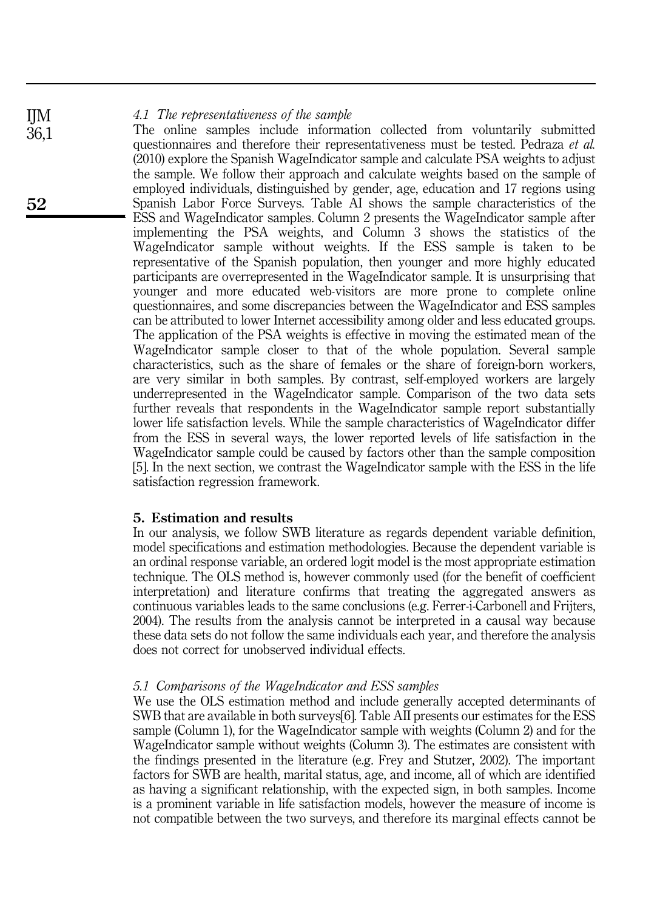### 4.1 The representativeness of the sample

The online samples include information collected from voluntarily submitted questionnaires and therefore their representativeness must be tested. Pedraza *et al.* (2010) explore the Spanish WageIndicator sample and calculate PSA weights to adjust the sample. We follow their approach and calculate weights based on the sample of employed individuals, distinguished by gender, age, education and 17 regions using Spanish Labor Force Surveys. Table AI shows the sample characteristics of the ESS and WageIndicator samples. Column 2 presents the WageIndicator sample after implementing the PSA weights, and Column 3 shows the statistics of the WageIndicator sample without weights. If the ESS sample is taken to be representative of the Spanish population, then younger and more highly educated participants are overrepresented in the WageIndicator sample. It is unsurprising that younger and more educated web-visitors are more prone to complete online questionnaires, and some discrepancies between the WageIndicator and ESS samples can be attributed to lower Internet accessibility among older and less educated groups. The application of the PSA weights is effective in moving the estimated mean of the WageIndicator sample closer to that of the whole population. Several sample characteristics, such as the share of females or the share of foreign-born workers, are very similar in both samples. By contrast, self-employed workers are largely underrepresented in the WageIndicator sample. Comparison of the two data sets further reveals that respondents in the WageIndicator sample report substantially lower life satisfaction levels. While the sample characteristics of WageIndicator differ from the ESS in several ways, the lower reported levels of life satisfaction in the WageIndicator sample could be caused by factors other than the sample composition [5]. In the next section, we contrast the WageIndicator sample with the ESS in the life satisfaction regression framework.

## 5. Estimation and results

In our analysis, we follow SWB literature as regards dependent variable definition, model specifications and estimation methodologies. Because the dependent variable is an ordinal response variable, an ordered logit model is the most appropriate estimation technique. The OLS method is, however commonly used (for the benefit of coefficient interpretation) and literature confirms that treating the aggregated answers as continuous variables leads to the same conclusions (e.g. Ferrer-i-Carbonell and Frijters, 2004). The results from the analysis cannot be interpreted in a causal way because these data sets do not follow the same individuals each year, and therefore the analysis does not correct for unobserved individual effects.

### 5.1 Comparisons of the WageIndicator and ESS samples

We use the OLS estimation method and include generally accepted determinants of SWB that are available in both surveys[6]. Table AII presents our estimates for the ESS sample (Column 1), for the WageIndicator sample with weights (Column 2) and for the WageIndicator sample without weights (Column 3). The estimates are consistent with the findings presented in the literature (e.g. Frey and Stutzer, 2002). The important factors for SWB are health, marital status, age, and income, all of which are identified as having a significant relationship, with the expected sign, in both samples. Income is a prominent variable in life satisfaction models, however the measure of income is not compatible between the two surveys, and therefore its marginal effects cannot be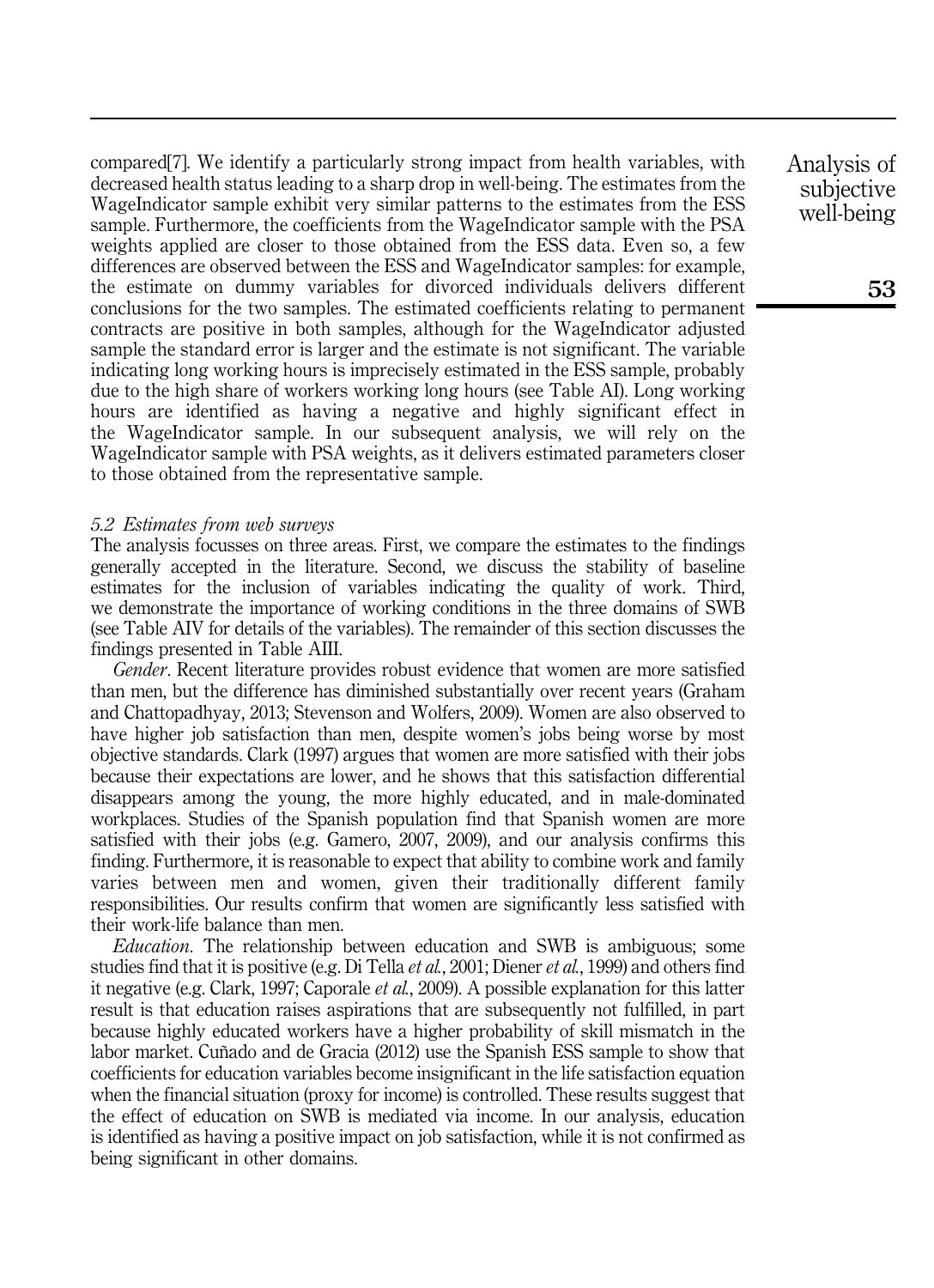compared[7]. We identify a particularly strong impact from health variables, with decreased health status leading to a sharp drop in well-being. The estimates from the WageIndicator sample exhibit very similar patterns to the estimates from the ESS sample. Furthermore, the coefficients from the WageIndicator sample with the PSA weights applied are closer to those obtained from the ESS data. Even so, a few differences are observed between the ESS and WageIndicator samples: for example, the estimate on dummy variables for divorced individuals delivers different conclusions for the two samples. The estimated coefficients relating to permanent contracts are positive in both samples, although for the WageIndicator adjusted sample the standard error is larger and the estimate is not significant. The variable indicating long working hours is imprecisely estimated in the ESS sample, probably due to the high share of workers working long hours (see Table AI). Long working hours are identified as having a negative and highly significant effect in the WageIndicator sample. In our subsequent analysis, we will rely on the WageIndicator sample with PSA weights, as it delivers estimated parameters closer to those obtained from the representative sample.

### 5.2 Estimates from web surveys

The analysis focusses on three areas. First, we compare the estimates to the findings generally accepted in the literature. Second, we discuss the stability of baseline estimates for the inclusion of variables indicating the quality of work. Third, we demonstrate the importance of working conditions in the three domains of SWB (see Table AIV for details of the variables). The remainder of this section discusses the findings presented in Table AIII.

*Gender*. Recent literature provides robust evidence that women are more satisfied than men, but the difference has diminished substantially over recent years (Graham and Chattopadhyay, 2013; Stevenson and Wolfers, 2009). Women are also observed to have higher job satisfaction than men, despite women's jobs being worse by most objective standards. Clark (1997) argues that women are more satisfied with their jobs because their expectations are lower, and he shows that this satisfaction differential disappears among the young, the more highly educated, and in male-dominated workplaces. Studies of the Spanish population find that Spanish women are more satisfied with their jobs (e.g. Gamero, 2007, 2009), and our analysis confirms this finding. Furthermore, it is reasonable to expect that ability to combine work and family varies between men and women, given their traditionally different family responsibilities. Our results confirm that women are significantly less satisfied with their work-life balance than men.

*Education*. The relationship between education and SWB is ambiguous; some studies find that it is positive (e.g. Di Tella *et al.*, 2001; Diener *et al.*, 1999) and others find it negative (e.g. Clark, 1997; Caporale *et al.*, 2009). A possible explanation for this latter result is that education raises aspirations that are subsequently not fulfilled, in part because highly educated workers have a higher probability of skill mismatch in the labor market. Cuñado and de Gracia (2012) use the Spanish ESS sample to show that coefficients for education variables become insignificant in the life satisfaction equation when the financial situation (proxy for income) is controlled. These results suggest that the effect of education on SWB is mediated via income. In our analysis, education is identified as having a positive impact on job satisfaction, while it is not confirmed as being significant in other domains.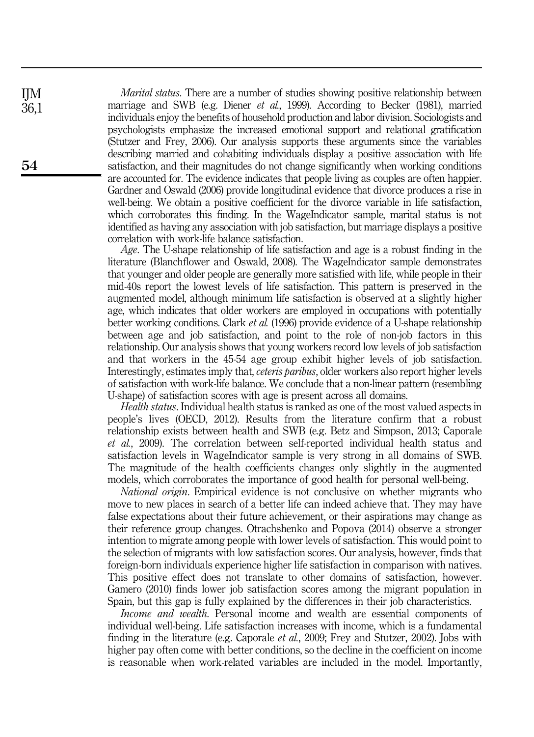*Marital status*. There are a number of studies showing positive relationship between marriage and SWB (e.g. Diener *et al.*, 1999). According to Becker (1981), married individuals enjoy the benefits of household production and labor division. Sociologists and psychologists emphasize the increased emotional support and relational gratification (Stutzer and Frey, 2006). Our analysis supports these arguments since the variables describing married and cohabiting individuals display a positive association with life satisfaction, and their magnitudes do not change significantly when working conditions are accounted for. The evidence indicates that people living as couples are often happier. Gardner and Oswald (2006) provide longitudinal evidence that divorce produces a rise in well-being. We obtain a positive coefficient for the divorce variable in life satisfaction, which corroborates this finding. In the WageIndicator sample, marital status is not identified as having any association with job satisfaction, but marriage displays a positive correlation with work-life balance satisfaction.

*Age*. The U-shape relationship of life satisfaction and age is a robust finding in the literature (Blanchflower and Oswald, 2008). The WageIndicator sample demonstrates that younger and older people are generally more satisfied with life, while people in their mid-40s report the lowest levels of life satisfaction. This pattern is preserved in the augmented model, although minimum life satisfaction is observed at a slightly higher age, which indicates that older workers are employed in occupations with potentially better working conditions. Clark *et al.* (1996) provide evidence of a U-shape relationship between age and job satisfaction, and point to the role of non-job factors in this relationship. Our analysis shows that young workers record low levels of job satisfaction and that workers in the 45-54 age group exhibit higher levels of job satisfaction. Interestingly, estimates imply that, *ceteris paribus*, older workers also report higher levels of satisfaction with work-life balance. We conclude that a non-linear pattern (resembling U-shape) of satisfaction scores with age is present across all domains.

*Health status*. Individual health status is ranked as one of the most valued aspects in people's lives (OECD, 2012). Results from the literature confirm that a robust relationship exists between health and SWB (e.g. Betz and Simpson, 2013; Caporale *et al.*, 2009). The correlation between self-reported individual health status and satisfaction levels in WageIndicator sample is very strong in all domains of SWB. The magnitude of the health coefficients changes only slightly in the augmented models, which corroborates the importance of good health for personal well-being.

*National origin*. Empirical evidence is not conclusive on whether migrants who move to new places in search of a better life can indeed achieve that. They may have false expectations about their future achievement, or their aspirations may change as their reference group changes. Otrachshenko and Popova (2014) observe a stronger intention to migrate among people with lower levels of satisfaction. This would point to the selection of migrants with low satisfaction scores. Our analysis, however, finds that foreign-born individuals experience higher life satisfaction in comparison with natives. This positive effect does not translate to other domains of satisfaction, however. Gamero (2010) finds lower job satisfaction scores among the migrant population in Spain, but this gap is fully explained by the differences in their job characteristics.

*Income and wealth*. Personal income and wealth are essential components of individual well-being. Life satisfaction increases with income, which is a fundamental finding in the literature (e.g. Caporale *et al.*, 2009; Frey and Stutzer, 2002). Jobs with higher pay often come with better conditions, so the decline in the coefficient on income is reasonable when work-related variables are included in the model. Importantly,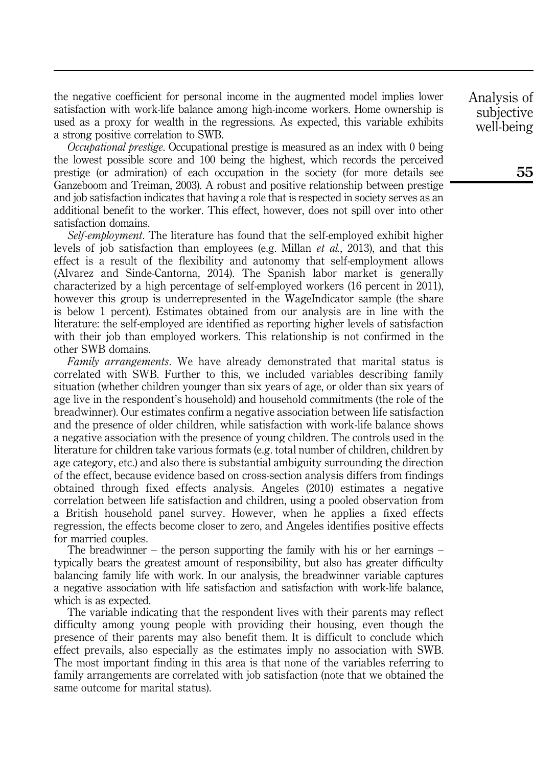the negative coefficient for personal income in the augmented model implies lower satisfaction with work-life balance among high-income workers. Home ownership is used as a proxy for wealth in the regressions. As expected, this variable exhibits a strong positive correlation to SWB.

*Occupational prestige*. Occupational prestige is measured as an index with 0 being the lowest possible score and 100 being the highest, which records the perceived prestige (or admiration) of each occupation in the society (for more details see Ganzeboom and Treiman, 2003). A robust and positive relationship between prestige and job satisfaction indicates that having a role that is respected in society serves as an additional benefit to the worker. This effect, however, does not spill over into other satisfaction domains.

*Self-employment*. The literature has found that the self-employed exhibit higher levels of job satisfaction than employees (e.g. Millan *et al.*, 2013), and that this effect is a result of the flexibility and autonomy that self-employment allows (Alvarez and Sinde-Cantorna, 2014). The Spanish labor market is generally characterized by a high percentage of self-employed workers (16 percent in 2011), however this group is underrepresented in the WageIndicator sample (the share is below 1 percent). Estimates obtained from our analysis are in line with the literature: the self-employed are identified as reporting higher levels of satisfaction with their job than employed workers. This relationship is not confirmed in the other SWB domains.

*Family arrangements*. We have already demonstrated that marital status is correlated with SWB. Further to this, we included variables describing family situation (whether children younger than six years of age, or older than six years of age live in the respondent's household) and household commitments (the role of the breadwinner). Our estimates confirm a negative association between life satisfaction and the presence of older children, while satisfaction with work-life balance shows a negative association with the presence of young children. The controls used in the literature for children take various formats (e.g. total number of children, children by age category, etc.) and also there is substantial ambiguity surrounding the direction of the effect, because evidence based on cross-section analysis differs from findings obtained through fixed effects analysis. Angeles (2010) estimates a negative correlation between life satisfaction and children, using a pooled observation from a British household panel survey. However, when he applies a fixed effects regression, the effects become closer to zero, and Angeles identifies positive effects for married couples.

The breadwinner – the person supporting the family with his or her earnings – typically bears the greatest amount of responsibility, but also has greater difficulty balancing family life with work. In our analysis, the breadwinner variable captures a negative association with life satisfaction and satisfaction with work-life balance, which is as expected.

The variable indicating that the respondent lives with their parents may reflect difficulty among young people with providing their housing, even though the presence of their parents may also benefit them. It is difficult to conclude which effect prevails, also especially as the estimates imply no association with SWB. The most important finding in this area is that none of the variables referring to family arrangements are correlated with job satisfaction (note that we obtained the same outcome for marital status).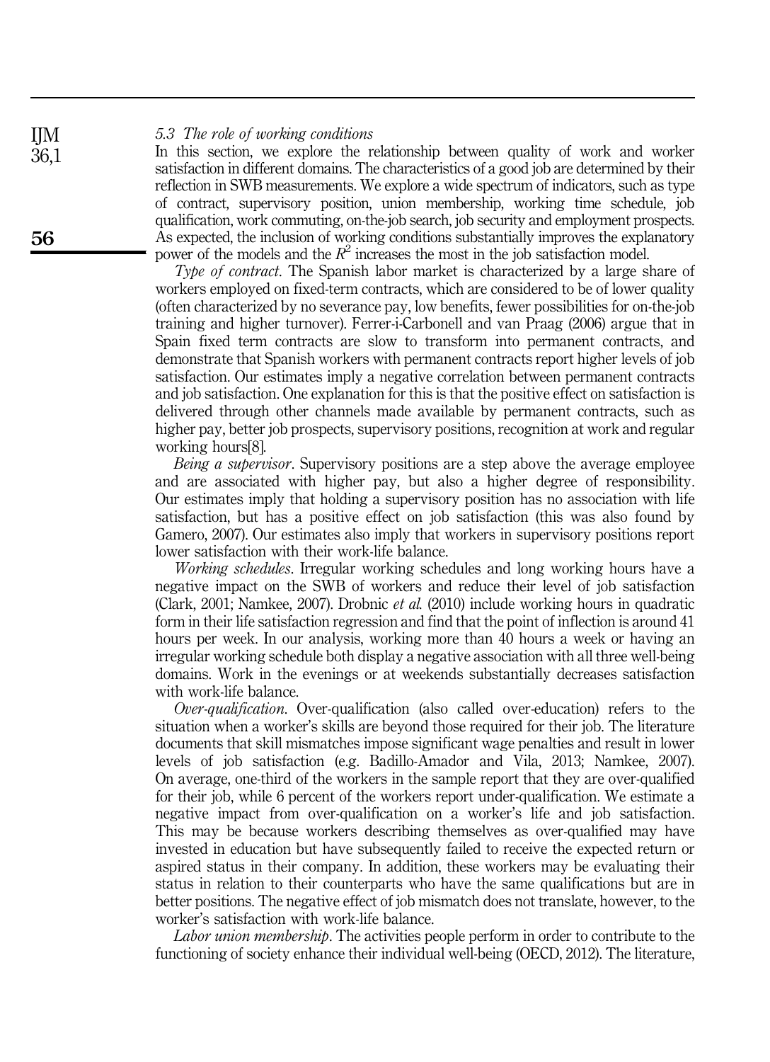### 5.3 The role of working conditions

In this section, we explore the relationship between quality of work and worker satisfaction in different domains. The characteristics of a good job are determined by their reflection in SWB measurements. We explore a wide spectrum of indicators, such as type of contract, supervisory position, union membership, working time schedule, job qualification, work commuting, on-the-job search, job security and employment prospects. As expected, the inclusion of working conditions substantially improves the explanatory power of the models and the $R^2$ increases the most in the job satisfaction model.

*Type of contract*. The Spanish labor market is characterized by a large share of workers employed on fixed-term contracts, which are considered to be of lower quality (often characterized by no severance pay, low benefits, fewer possibilities for on-the-job training and higher turnover). Ferrer-i-Carbonell and van Praag (2006) argue that in Spain fixed term contracts are slow to transform into permanent contracts, and demonstrate that Spanish workers with permanent contracts report higher levels of job satisfaction. Our estimates imply a negative correlation between permanent contracts and job satisfaction. One explanation for this is that the positive effect on satisfaction is delivered through other channels made available by permanent contracts, such as higher pay, better job prospects, supervisory positions, recognition at work and regular working hours[8].

*Being a supervisor*. Supervisory positions are a step above the average employee and are associated with higher pay, but also a higher degree of responsibility. Our estimates imply that holding a supervisory position has no association with life satisfaction, but has a positive effect on job satisfaction (this was also found by Gamero, 2007). Our estimates also imply that workers in supervisory positions report lower satisfaction with their work-life balance.

*Working schedules*. Irregular working schedules and long working hours have a negative impact on the SWB of workers and reduce their level of job satisfaction (Clark, 2001; Namkee, 2007). Drobnic *et al.* (2010) include working hours in quadratic form in their life satisfaction regression and find that the point of inflection is around 41 hours per week. In our analysis, working more than 40 hours a week or having an irregular working schedule both display a negative association with all three well-being domains. Work in the evenings or at weekends substantially decreases satisfaction with work-life balance.

*Over-qualification*. Over-qualification (also called over-education) refers to the situation when a worker's skills are beyond those required for their job. The literature documents that skill mismatches impose significant wage penalties and result in lower levels of job satisfaction (e.g. Badillo-Amador and Vila, 2013; Namkee, 2007). On average, one-third of the workers in the sample report that they are over-qualified for their job, while 6 percent of the workers report under-qualification. We estimate a negative impact from over-qualification on a worker's life and job satisfaction. This may be because workers describing themselves as over-qualified may have invested in education but have subsequently failed to receive the expected return or aspired status in their company. In addition, these workers may be evaluating their status in relation to their counterparts who have the same qualifications but are in better positions. The negative effect of job mismatch does not translate, however, to the worker's satisfaction with work-life balance.

*Labor union membership*. The activities people perform in order to contribute to the functioning of society enhance their individual well-being (OECD, 2012). The literature,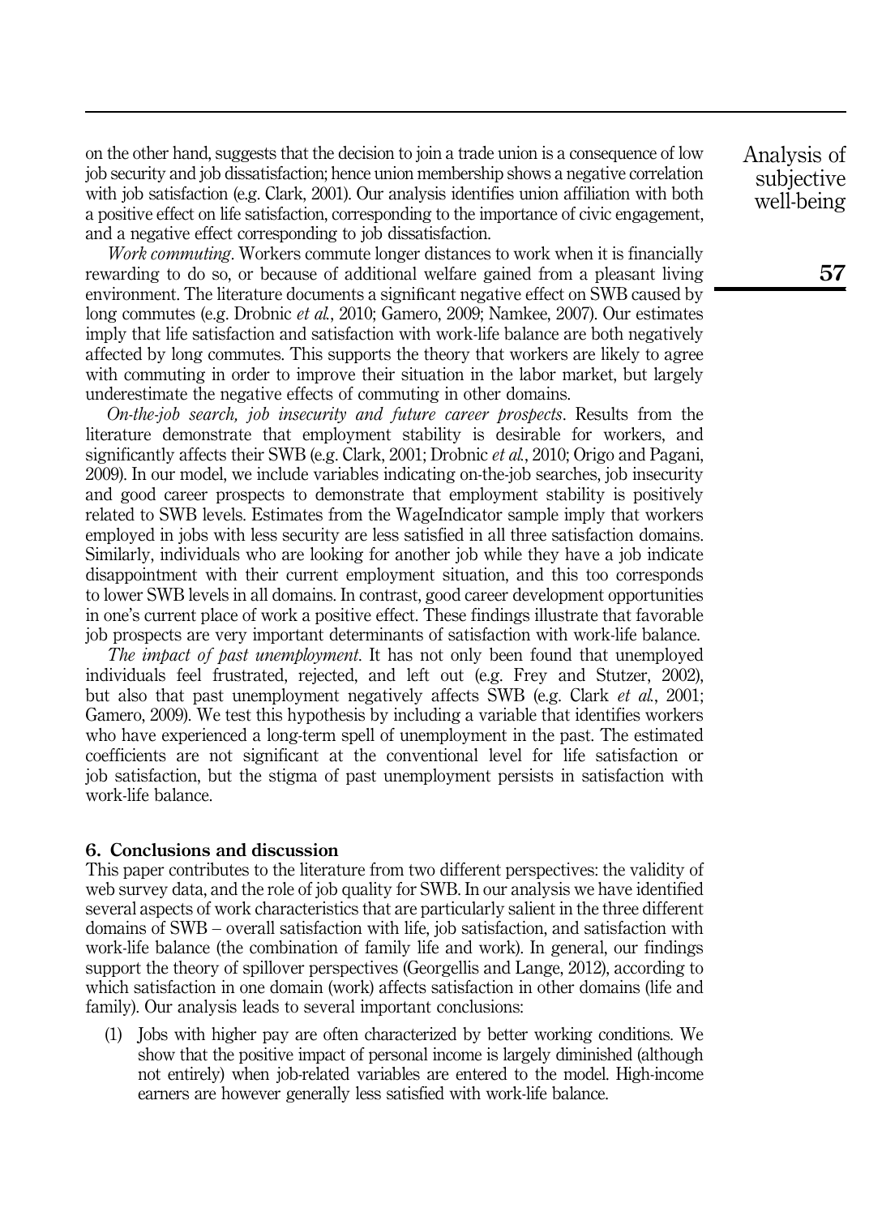on the other hand, suggests that the decision to join a trade union is a consequence of low job security and job dissatisfaction; hence union membership shows a negative correlation with job satisfaction (e.g. Clark, 2001). Our analysis identifies union affiliation with both a positive effect on life satisfaction, corresponding to the importance of civic engagement, and a negative effect corresponding to job dissatisfaction.

*Work commuting*. Workers commute longer distances to work when it is financially rewarding to do so, or because of additional welfare gained from a pleasant living environment. The literature documents a significant negative effect on SWB caused by long commutes (e.g. Drobnic *et al.*, 2010; Gamero, 2009; Namkee, 2007). Our estimates imply that life satisfaction and satisfaction with work-life balance are both negatively affected by long commutes. This supports the theory that workers are likely to agree with commuting in order to improve their situation in the labor market, but largely underestimate the negative effects of commuting in other domains.

*On-the-job search, job insecurity and future career prospects*. Results from the literature demonstrate that employment stability is desirable for workers, and significantly affects their SWB (e.g. Clark, 2001; Drobnic *et al.*, 2010; Origo and Pagani, 2009). In our model, we include variables indicating on-the-job searches, job insecurity and good career prospects to demonstrate that employment stability is positively related to SWB levels. Estimates from the WageIndicator sample imply that workers employed in jobs with less security are less satisfied in all three satisfaction domains. Similarly, individuals who are looking for another job while they have a job indicate disappointment with their current employment situation, and this too corresponds to lower SWB levels in all domains. In contrast, good career development opportunities in one's current place of work a positive effect. These findings illustrate that favorable job prospects are very important determinants of satisfaction with work-life balance.

*The impact of past unemployment*. It has not only been found that unemployed individuals feel frustrated, rejected, and left out (e.g. Frey and Stutzer, 2002), but also that past unemployment negatively affects SWB (e.g. Clark *et al.*, 2001; Gamero, 2009). We test this hypothesis by including a variable that identifies workers who have experienced a long-term spell of unemployment in the past. The estimated coefficients are not significant at the conventional level for life satisfaction or job satisfaction, but the stigma of past unemployment persists in satisfaction with work-life balance.

## 6. Conclusions and discussion

This paper contributes to the literature from two different perspectives: the validity of web survey data, and the role of job quality for SWB. In our analysis we have identified several aspects of work characteristics that are particularly salient in the three different domains of SWB – overall satisfaction with life, job satisfaction, and satisfaction with work-life balance (the combination of family life and work). In general, our findings support the theory of spillover perspectives (Georgellis and Lange, 2012), according to which satisfaction in one domain (work) affects satisfaction in other domains (life and family). Our analysis leads to several important conclusions:

(1) Jobs with higher pay are often characterized by better working conditions. We show that the positive impact of personal income is largely diminished (although not entirely) when job-related variables are entered to the model. High-income earners are however generally less satisfied with work-life balance.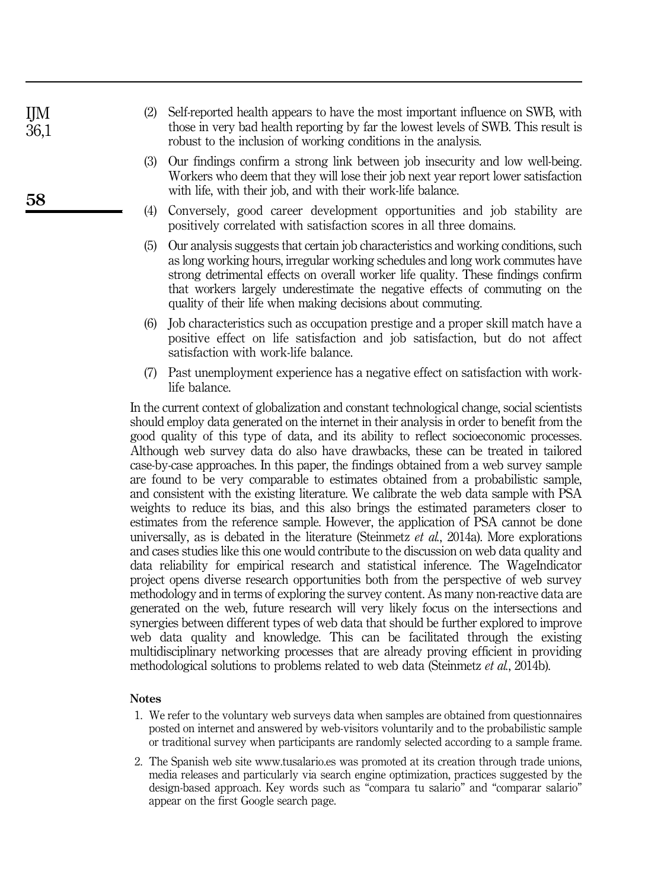(2) Self-reported health appears to have the most important influence on SWB, with those in very bad health reporting by far the lowest levels of SWB. This result is robust to the inclusion of working conditions in the analysis.

(3) Our findings confirm a strong link between job insecurity and low well-being. Workers who deem that they will lose their job next year report lower satisfaction with life, with their job, and with their work-life balance.

(4) Conversely, good career development opportunities and job stability are positively correlated with satisfaction scores in all three domains.

(5) Our analysis suggests that certain job characteristics and working conditions, such as long working hours, irregular working schedules and long work commutes have strong detrimental effects on overall worker life quality. These findings confirm that workers largely underestimate the negative effects of commuting on the quality of their life when making decisions about commuting.

(6) Job characteristics such as occupation prestige and a proper skill match have a positive effect on life satisfaction and job satisfaction, but do not affect satisfaction with work-life balance.

(7) Past unemployment experience has a negative effect on satisfaction with work-life balance.

In the current context of globalization and constant technological change, social scientists should employ data generated on the internet in their analysis in order to benefit from the good quality of this type of data, and its ability to reflect socioeconomic processes. Although web survey data do also have drawbacks, these can be treated in tailored case-by-case approaches. In this paper, the findings obtained from a web survey sample are found to be very comparable to estimates obtained from a probabilistic sample, and consistent with the existing literature. We calibrate the web data sample with PSA weights to reduce its bias, and this also brings the estimated parameters closer to estimates from the reference sample. However, the application of PSA cannot be done universally, as is debated in the literature (Steinmetz *et al.*, 2014a). More explorations and cases studies like this one would contribute to the discussion on web data quality and data reliability for empirical research and statistical inference. The WageIndicator project opens diverse research opportunities both from the perspective of web survey methodology and in terms of exploring the survey content. As many non-reactive data are generated on the web, future research will very likely focus on the intersections and synergies between different types of web data that should be further explored to improve web data quality and knowledge. This can be facilitated through the existing multidisciplinary networking processes that are already proving efficient in providing methodological solutions to problems related to web data (Steinmetz *et al.*, 2014b).

### Notes

1. We refer to the voluntary web surveys data when samples are obtained from questionnaires posted on internet and answered by web-visitors voluntarily and to the probabilistic sample or traditional survey when participants are randomly selected according to a sample frame.
2. The Spanish web site www.tusalario.es was promoted at its creation through trade unions, media releases and particularly via search engine optimization, practices suggested by the design-based approach. Key words such as "compara tu salario" and "comparar salario" appear on the first Google search page.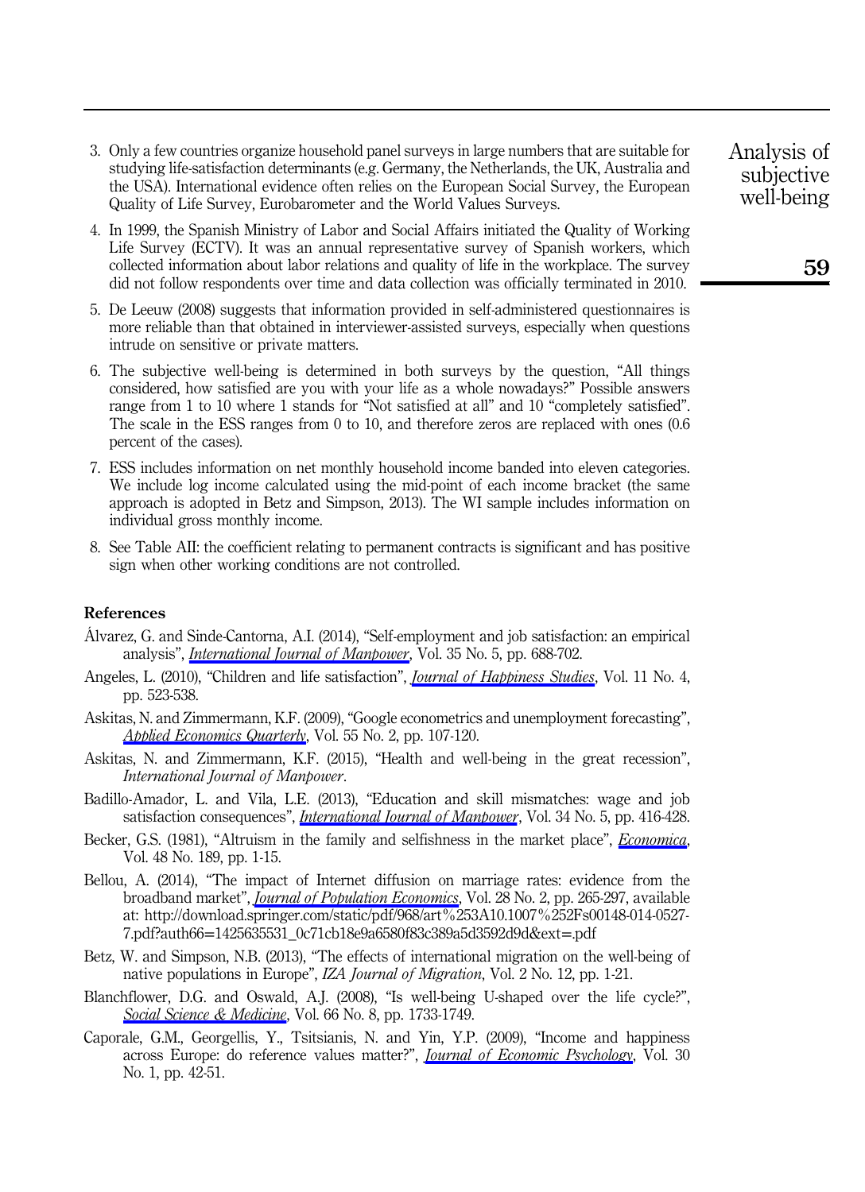3. Only a few countries organize household panel surveys in large numbers that are suitable for studying life-satisfaction determinants (e.g. Germany, the Netherlands, the UK, Australia and the USA). International evidence often relies on the European Social Survey, the European Quality of Life Survey, Eurobarometer and the World Values Surveys.
4. In 1999, the Spanish Ministry of Labor and Social Affairs initiated the Quality of Working Life Survey (ECTV). It was an annual representative survey of Spanish workers, which collected information about labor relations and quality of life in the workplace. The survey did not follow respondents over time and data collection was officially terminated in 2010.
5. De Leeuw (2008) suggests that information provided in self-administered questionnaires is more reliable than that obtained in interviewer-assisted surveys, especially when questions intrude on sensitive or private matters.
6. The subjective well-being is determined in both surveys by the question, "All things considered, how satisfied are you with your life as a whole nowadays?" Possible answers range from 1 to 10 where 1 stands for "Not satisfied at all" and 10 "completely satisfied". The scale in the ESS ranges from 0 to 10, and therefore zeros are replaced with ones (0.6 percent of the cases).
7. ESS includes information on net monthly household income banded into eleven categories. We include log income calculated using the mid-point of each income bracket (the same approach is adopted in Betz and Simpson, 2013). The WI sample includes information on individual gross monthly income.
8. See Table AII: the coefficient relating to permanent contracts is significant and has positive sign when other working conditions are not controlled.

## References

Álvarez, G. and Sinde-Cantorna, A.I. (2014), "Self-employment and job satisfaction: an empirical analysis", *International Journal of Manpower*, Vol. 35 No. 5, pp. 688-702.

Angeles, L. (2010), "Children and life satisfaction", *Journal of Happiness Studies*, Vol. 11 No. 4, pp. 523-538.

Askitas, N. and Zimmermann, K.F. (2009), "Google econometrics and unemployment forecasting", *Applied Economics Quarterly*, Vol. 55 No. 2, pp. 107-120.

Askitas, N. and Zimmermann, K.F. (2015), "Health and well-being in the great recession", *International Journal of Manpower*.

Badillo-Amador, L. and Vila, L.E. (2013), "Education and skill mismatches: wage and job satisfaction consequences", *International Journal of Manpower*, Vol. 34 No. 5, pp. 416-428.

Becker, G.S. (1981), "Altruism in the family and selfishness in the market place", *Economica*, Vol. 48 No. 189, pp. 1-15.

Bellou, A. (2014), "The impact of Internet diffusion on marriage rates: evidence from the broadband market", *Journal of Population Economics*, Vol. 28 No. 2, pp. 265-297, available at: http://download.springer.com/static/pdf/968/art%253A10.1007%252Fs00148-014-0527-7.pdf?auth66=1425635531_0c71cb18e9a6580f83c389a5d3592d9d&ext=.pdf

Betz, W. and Simpson, N.B. (2013), "The effects of international migration on the well-being of native populations in Europe", *IZA Journal of Migration*, Vol. 2 No. 12, pp. 1-21.

Blanchflower, D.G. and Oswald, A.J. (2008), "Is well-being U-shaped over the life cycle?", *Social Science & Medicine*, Vol. 66 No. 8, pp. 1733-1749.

Caporale, G.M., Georgellis, Y., Tsitsianis, N. and Yin, Y.P. (2009), "Income and happiness across Europe: do reference values matter?", *Journal of Economic Psychology*, Vol. 30 No. 1, pp. 42-51.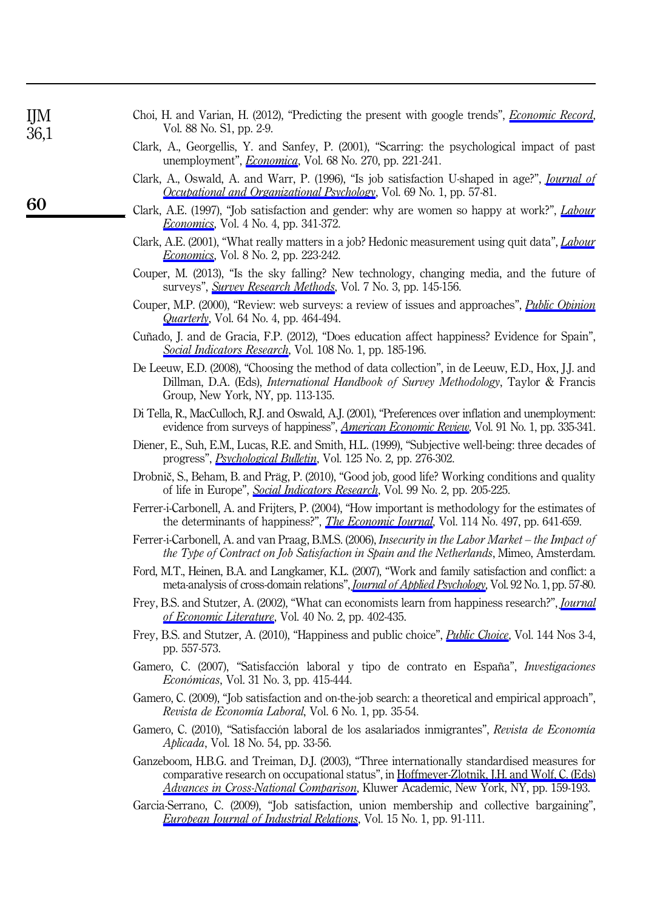Choi, H. and Varian, H. (2012), "Predicting the present with google trends", *Economic Record*, Vol. 88 No. S1, pp. 2-9.

Clark, A., Georgellis, Y. and Sanfey, P. (2001), "Scarring: the psychological impact of past unemployment", *Economica*, Vol. 68 No. 270, pp. 221-241.

Clark, A., Oswald, A. and Warr, P. (1996), "Is job satisfaction U-shaped in age?", *Journal of Occupational and Organizational Psychology*, Vol. 69 No. 1, pp. 57-81.

Clark, A.E. (1997), "Job satisfaction and gender: why are women so happy at work?", *Labour Economics*, Vol. 4 No. 4, pp. 341-372.

Clark, A.E. (2001), "What really matters in a job? Hedonic measurement using quit data", *Labour Economics*, Vol. 8 No. 2, pp. 223-242.

Couper, M. (2013), "Is the sky falling? New technology, changing media, and the future of surveys", *Survey Research Methods*, Vol. 7 No. 3, pp. 145-156.

Couper, M.P. (2000), "Review: web surveys: a review of issues and approaches", *Public Opinion Quarterly*, Vol. 64 No. 4, pp. 464-494.

Cuñado, J. and de Gracia, F.P. (2012), "Does education affect happiness? Evidence for Spain", *Social Indicators Research*, Vol. 108 No. 1, pp. 185-196.

De Leeuw, E.D. (2008), "Choosing the method of data collection", in de Leeuw, E.D., Hox, J.J. and Dillman, D.A. (Eds), *International Handbook of Survey Methodology*, Taylor & Francis Group, New York, NY, pp. 113-135.

Di Tella, R., MacCulloch, R.J. and Oswald, A.J. (2001), "Preferences over inflation and unemployment: evidence from surveys of happiness", *American Economic Review*, Vol. 91 No. 1, pp. 335-341.

Diener, E., Suh, E.M., Lucas, R.E. and Smith, H.L. (1999), "Subjective well-being: three decades of progress", *Psychological Bulletin*, Vol. 125 No. 2, pp. 276-302.

Drobnič, S., Beham, B. and Präg, P. (2010), "Good job, good life? Working conditions and quality of life in Europe", *Social Indicators Research*, Vol. 99 No. 2, pp. 205-225.

Ferrer-i-Carbonell, A. and Frijters, P. (2004), "How important is methodology for the estimates of the determinants of happiness?", *The Economic Journal*, Vol. 114 No. 497, pp. 641-659.

Ferrer-i-Carbonell, A. and van Praag, B.M.S. (2006), *Insecurity in the Labor Market – the Impact of the Type of Contract on Job Satisfaction in Spain and the Netherlands*, Mimeo, Amsterdam.

Ford, M.T., Heinen, B.A. and Langkamer, K.L. (2007), "Work and family satisfaction and conflict: a meta-analysis of cross-domain relations", *Journal of Applied Psychology*, Vol. 92 No. 1, pp. 57-80.

Frey, B.S. and Stutzer, A. (2002), "What can economists learn from happiness research?", *Journal of Economic Literature*, Vol. 40 No. 2, pp. 402-435.

Frey, B.S. and Stutzer, A. (2010), "Happiness and public choice", *Public Choice*, Vol. 144 Nos 3-4, pp. 557-573.

Gamero, C. (2007), "Satisfacción laboral y tipo de contrato en España", *Investigaciones Económicas*, Vol. 31 No. 3, pp. 415-444.

Gamero, C. (2009), "Job satisfaction and on-the-job search: a theoretical and empirical approach", *Revista de Economía Laboral*, Vol. 6 No. 1, pp. 35-54.

Gamero, C. (2010), "Satisfacción laboral de los asalariados inmigrantes", *Revista de Economía Aplicada*, Vol. 18 No. 54, pp. 33-56.

Ganzeboom, H.B.G. and Treiman, D.J. (2003), "Three internationally standardised measures for comparative research on occupational status", in Hoffmeyer-Zlotnik, J.H. and Wolf, C. (Eds) *Advances in Cross-National Comparison*, Kluwer Academic, New York, NY, pp. 159-193.

Garcia-Serrano, C. (2009), "Job satisfaction, union membership and collective bargaining", *European Journal of Industrial Relations*, Vol. 15 No. 1, pp. 91-111.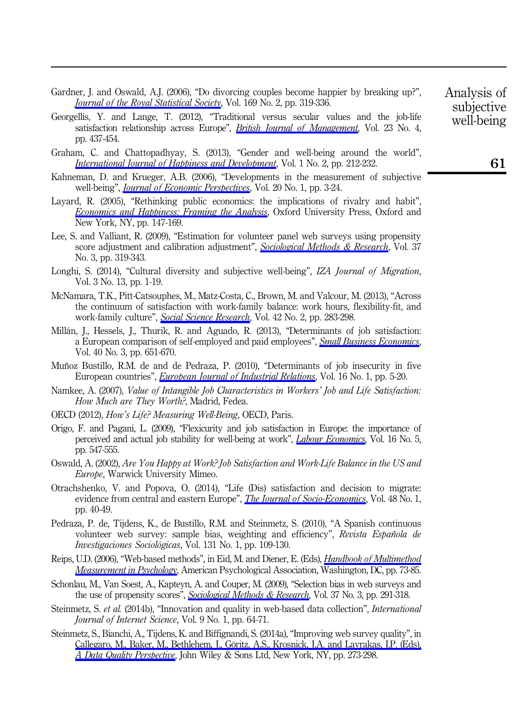Gardner, J. and Oswald, A.J. (2006), "Do divorcing couples become happier by breaking up?", *Journal of the Royal Statistical Society*, Vol. 169 No. 2, pp. 319-336.

Georgellis, Y. and Lange, T. (2012), "Traditional versus secular values and the job-life satisfaction relationship across Europe", *British Journal of Management*, Vol. 23 No. 4, pp. 437-454.

Graham, C. and Chattopadhyay, S. (2013), "Gender and well-being around the world", *International Journal of Happiness and Development*, Vol. 1 No. 2, pp. 212-232.

Kahneman, D. and Krueger, A.B. (2006), "Developments in the measurement of subjective well-being", *Journal of Economic Perspectives*, Vol. 20 No. 1, pp. 3-24.

Layard, R. (2005), "Rethinking public economics: the implications of rivalry and habit", *Economics and Happiness: Framing the Analysis*, Oxford University Press, Oxford and New York, NY, pp. 147-169.

Lee, S. and Valliant, R. (2009), "Estimation for volunteer panel web surveys using propensity score adjustment and calibration adjustment", *Sociological Methods & Research*, Vol. 37 No. 3, pp. 319-343.

Longhi, S. (2014), "Cultural diversity and subjective well-being", *IZA Journal of Migration*, Vol. 3 No. 13, pp. 1-19.

McNamara, T.K., Pitt-Catsouphes, M., Matz-Costa, C., Brown, M. and Valcour, M. (2013), "Across the continuum of satisfaction with work-family balance: work hours, flexibility-fit, and work-family culture", *Social Science Research*, Vol. 42 No. 2, pp. 283-298.

Millán, J., Hessels, J., Thurik, R. and Aguado, R. (2013), "Determinants of job satisfaction: a European comparison of self-employed and paid employees", *Small Business Economics*, Vol. 40 No. 3, pp. 651-670.

Muñoz Bustillo, R.M. de and de Pedraza, P. (2010), "Determinants of job insecurity in five European countries", *European Journal of Industrial Relations*, Vol. 16 No. 1, pp. 5-20.

Namkee, A. (2007), *Value of Intangible Job Characteristics in Workers' Job and Life Satisfaction: How Much are They Worth?*, Madrid, Fedea.

OECD (2012), *How's Life? Measuring Well-Being*, OECD, Paris.

Origo, F. and Pagani, L. (2009), "Flexicurity and job satisfaction in Europe: the importance of perceived and actual job stability for well-being at work", *Labour Economics*, Vol. 16 No. 5, pp. 547-555.

Oswald, A. (2002), *Are You Happy at Work? Job Satisfaction and Work-Life Balance in the US and Europe*, Warwick University Mimeo.

Otrachshenko, V. and Popova, O. (2014), "Life (Dis) satisfaction and decision to migrate: evidence from central and eastern Europe", *The Journal of Socio-Economics*, Vol. 48 No. 1, pp. 40-49.

Pedraza, P. de, Tijdens, K., de Bustillo, R.M. and Steinmetz, S. (2010), "A Spanish continuous volunteer web survey: sample bias, weighting and efficiency", *Revista Española de Investigaciones Sociológicas*, Vol. 131 No. 1, pp. 109-130.

Reips, U.D. (2006), "Web-based methods", in Eid, M. and Diener, E. (Eds), *Handbook of Multimethod Measurement in Psychology*, American Psychological Association, Washington, DC, pp. 73-85.

Schonlau, M., Van Soest, A., Kapteyn, A. and Couper, M. (2009), "Selection bias in web surveys and the use of propensity scores", *Sociological Methods & Research*, Vol. 37 No. 3, pp. 291-318.

Steinmetz, S. *et al.* (2014b), "Innovation and quality in web-based data collection", *International Journal of Internet Science*, Vol. 9 No. 1, pp. 64-71.

Steinmetz, S., Bianchi, A., Tijdens, K. and Biffignandi, S. (2014a), "Improving web survey quality", in Callegaro, M., Baker, M., Bethlehem, J., Göritz, A.S., Krosnick, J.A. and Lavrakas, J.P. (Eds), *A Data Quality Perspective*, John Wiley & Sons Ltd, New York, NY, pp. 273-298.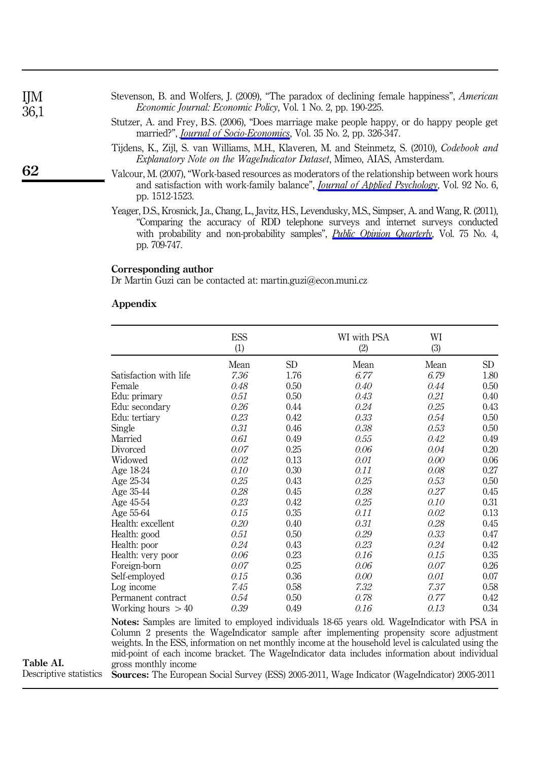Stevenson, B. and Wolfers, J. (2009), "The paradox of declining female happiness", *American Economic Journal: Economic Policy*, Vol. 1 No. 2, pp. 190-225.

Stutzer, A. and Frey, B.S. (2006), "Does marriage make people happy, or do happy people get married?", *Journal of Socio-Economics*, Vol. 35 No. 2, pp. 326-347.

Tijdens, K., Zijl, S. van Williams, M.H., Klaveren, M. and Steinmetz, S. (2010), *Codebook and Explanatory Note on the WageIndicator Dataset*, Mimeo, AIAS, Amsterdam.

Valcour, M. (2007), "Work-based resources as moderators of the relationship between work hours and satisfaction with work-family balance", *Journal of Applied Psychology*, Vol. 92 No. 6, pp. 1512-1523.

Yeager, D.S., Krosnick, J.a., Chang, L., Javitz, H.S., Levendusky, M.S., Simpser, A. and Wang, R. (2011), "Comparing the accuracy of RDD telephone surveys and internet surveys conducted with probability and non-probability samples", *Public Opinion Quarterly*, Vol. 75 No. 4, pp. 709-747.

**Corresponding author**
Dr Martin Guzi can be contacted at: martin.guzi@econ.muni.cz

## Appendix

| | ESS (1) | | WI with PSA (2) | WI (3) | |
|---|---|---|---|---|---|
| | Mean | SD | Mean | Mean | SD |
| Satisfaction with life | *7.36* | 1.76 | *6.77* | *6.79* | 1.80 |
| Female | *0.48* | 0.50 | *0.40* | *0.44* | 0.50 |
| Edu: primary | *0.51* | 0.50 | *0.43* | *0.21* | 0.40 |
| Edu: secondary | *0.26* | 0.44 | *0.24* | *0.25* | 0.43 |
| Edu: tertiary | *0.23* | 0.42 | *0.33* | *0.54* | 0.50 |
| Single | *0.31* | 0.46 | *0.38* | *0.53* | 0.50 |
| Married | *0.61* | 0.49 | *0.55* | *0.42* | 0.49 |
| Divorced | *0.07* | 0.25 | *0.06* | *0.04* | 0.20 |
| Widowed | *0.02* | 0.13 | *0.01* | *0.00* | 0.06 |
| Age 18-24 | *0.10* | 0.30 | *0.11* | *0.08* | 0.27 |
| Age 25-34 | *0.25* | 0.43 | *0.25* | *0.53* | 0.50 |
| Age 35-44 | *0.28* | 0.45 | *0.28* | *0.27* | 0.45 |
| Age 45-54 | *0.23* | 0.42 | *0.25* | *0.10* | 0.31 |
| Age 55-64 | *0.15* | 0.35 | *0.11* | *0.02* | 0.13 |
| Health: excellent | *0.20* | 0.40 | *0.31* | *0.28* | 0.45 |
| Health: good | *0.51* | 0.50 | *0.29* | *0.33* | 0.47 |
| Health: poor | *0.24* | 0.43 | *0.23* | *0.24* | 0.42 |
| Health: very poor | *0.06* | 0.23 | *0.16* | *0.15* | 0.35 |
| Foreign-born | *0.07* | 0.25 | *0.06* | *0.07* | 0.26 |
| Self-employed | *0.15* | 0.36 | *0.00* | *0.01* | 0.07 |
| Log income | *7.45* | 0.58 | *7.32* | *7.37* | 0.58 |
| Permanent contract | *0.54* | 0.50 | *0.78* | *0.77* | 0.42 |
| Working hours > 40 | *0.39* | 0.49 | *0.16* | *0.13* | 0.34 |

**Notes:** Samples are limited to employed individuals 18-65 years old. WageIndicator with PSA in Column 2 presents the WageIndicator sample after implementing propensity score adjustment weights. In the ESS, information on net monthly income at the household level is calculated using the mid-point of each income bracket. The WageIndicator data includes information about individual gross monthly income
**Sources:** The European Social Survey (ESS) 2005-2011, Wage Indicator (WageIndicator) 2005-2011

**Table AI.** Descriptive statistics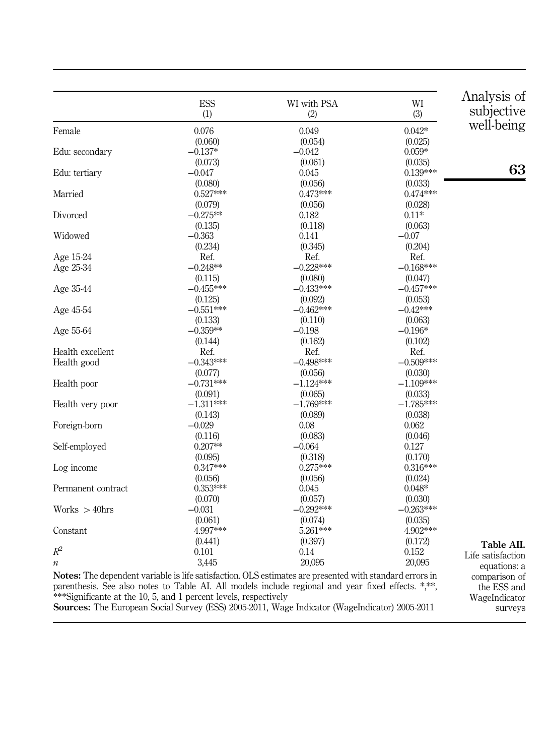**Table AII.** Life satisfaction equations: a comparison of the ESS and WageIndicator surveys

| | ESS (1) | WI with PSA (2) | WI (3) |
|---|---|---|---|
| Female | 0.076 | 0.049 | 0.042* |
| | (0.060) | (0.054) | (0.025) |
| Edu: secondary | −0.137* | −0.042 | 0.059* |
| | (0.073) | (0.061) | (0.035) |
| Edu: tertiary | −0.047 | 0.045 | 0.139*** |
| | (0.080) | (0.056) | (0.033) |
| Married | 0.527*** | 0.473*** | 0.474*** |
| | (0.079) | (0.056) | (0.028) |
| Divorced | −0.275** | 0.182 | 0.11* |
| | (0.135) | (0.118) | (0.063) |
| Widowed | −0.363 | 0.141 | −0.07 |
| | (0.234) | (0.345) | (0.204) |
| Age 15-24 | Ref. | Ref. | Ref. |
| Age 25-34 | −0.248** | −0.228*** | −0.168*** |
| | (0.115) | (0.080) | (0.047) |
| Age 35-44 | −0.455*** | −0.433*** | −0.457*** |
| | (0.125) | (0.092) | (0.053) |
| Age 45-54 | −0.551*** | −0.462*** | −0.42*** |
| | (0.133) | (0.110) | (0.063) |
| Age 55-64 | −0.359** | −0.198 | −0.196* |
| | (0.144) | (0.162) | (0.102) |
| Health excellent | Ref. | Ref. | Ref. |
| Health good | −0.343*** | −0.498*** | −0.509*** |
| | (0.077) | (0.056) | (0.030) |
| Health poor | −0.731*** | −1.124*** | −1.109*** |
| | (0.091) | (0.065) | (0.033) |
| Health very poor | −1.311*** | −1.769*** | −1.785*** |
| | (0.143) | (0.089) | (0.038) |
| Foreign-born | −0.029 | 0.08 | 0.062 |
| | (0.116) | (0.083) | (0.046) |
| Self-employed | 0.207** | −0.064 | 0.127 |
| | (0.095) | (0.318) | (0.170) |
| Log income | 0.347*** | 0.275*** | 0.316*** |
| | (0.056) | (0.056) | (0.024) |
| Permanent contract | 0.353*** | 0.045 | 0.048* |
| | (0.070) | (0.057) | (0.030) |
| Works > 40hrs | −0.031 | −0.292*** | −0.263*** |
| | (0.061) | (0.074) | (0.035) |
| Constant | 4.997*** | 5.261*** | 4.902*** |
| | (0.441) | (0.397) | (0.172) |
| $R^2$ | 0.101 | 0.14 | 0.152 |
| $n$ | 3,445 | 20,095 | 20,095 |

**Notes:** The dependent variable is life satisfaction. OLS estimates are presented with standard errors in parenthesis. See also notes to Table AI. All models include regional and year fixed effects. *,**, ***Significante at the 10, 5, and 1 percent levels, respectively

**Sources:** The European Social Survey (ESS) 2005-2011, Wage Indicator (WageIndicator) 2005-2011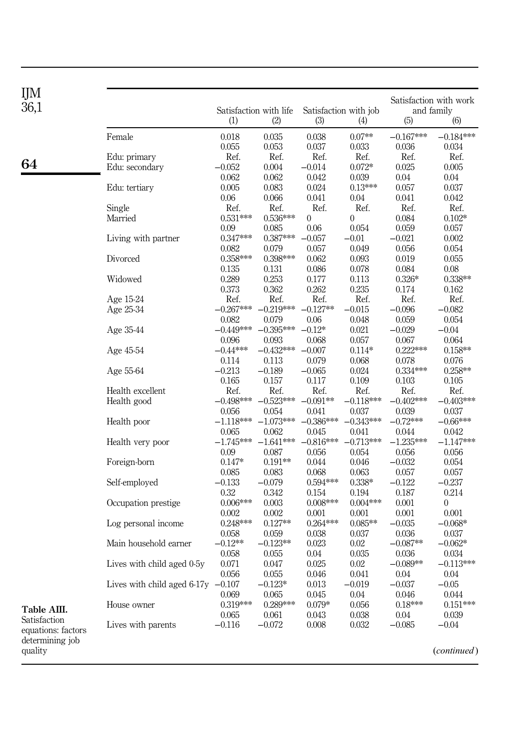Table AIII. Satisfaction equations: factors determining job quality

| | Satisfaction with life | | Satisfaction with job | | Satisfaction with work and family | |
|---|---|---|---|---|---|---|
| | (1) | (2) | (3) | (4) | (5) | (6) |
| Female | 0.018 | 0.035 | 0.038 | 0.07** | −0.167*** | −0.184*** |
| | 0.055 | 0.053 | 0.037 | 0.033 | 0.036 | 0.034 |
| Edu: primary | Ref. | Ref. | Ref. | Ref. | Ref. | Ref. |
| Edu: secondary | −0.052 | 0.004 | −0.014 | 0.072* | 0.025 | 0.005 |
| | 0.062 | 0.062 | 0.042 | 0.039 | 0.04 | 0.04 |
| Edu: tertiary | 0.005 | 0.083 | 0.024 | 0.13*** | 0.057 | 0.037 |
| | 0.06 | 0.066 | 0.041 | 0.04 | 0.041 | 0.042 |
| Single | Ref. | Ref. | Ref. | Ref. | Ref. | Ref. |
| Married | 0.531*** | 0.536*** | 0 | 0 | 0.084 | 0.102* |
| | 0.09 | 0.085 | 0.06 | 0.054 | 0.059 | 0.057 |
| Living with partner | 0.347*** | 0.387*** | −0.057 | −0.01 | −0.021 | 0.002 |
| | 0.082 | 0.079 | 0.057 | 0.049 | 0.056 | 0.054 |
| Divorced | 0.358*** | 0.398*** | 0.062 | 0.093 | 0.019 | 0.055 |
| | 0.135 | 0.131 | 0.086 | 0.078 | 0.084 | 0.08 |
| Widowed | 0.289 | 0.253 | 0.177 | 0.113 | 0.326* | 0.338** |
| | 0.373 | 0.362 | 0.262 | 0.235 | 0.174 | 0.162 |
| Age 15-24 | Ref. | Ref. | Ref. | Ref. | Ref. | Ref. |
| Age 25-34 | −0.267*** | −0.219*** | −0.127** | −0.015 | −0.096 | −0.082 |
| | 0.082 | 0.079 | 0.06 | 0.048 | 0.059 | 0.054 |
| Age 35-44 | −0.449*** | −0.395*** | −0.12* | 0.021 | −0.029 | −0.04 |
| | 0.096 | 0.093 | 0.068 | 0.057 | 0.067 | 0.064 |
| Age 45-54 | −0.44*** | −0.432*** | −0.007 | 0.114* | 0.222*** | 0.158** |
| | 0.114 | 0.113 | 0.079 | 0.068 | 0.078 | 0.076 |
| Age 55-64 | −0.213 | −0.189 | −0.065 | 0.024 | 0.334*** | 0.258** |
| | 0.165 | 0.157 | 0.117 | 0.109 | 0.103 | 0.105 |
| Health excellent | Ref. | Ref. | Ref. | Ref. | Ref. | Ref. |
| Health good | −0.498*** | −0.523*** | −0.091** | −0.118*** | −0.402*** | −0.403*** |
| | 0.056 | 0.054 | 0.041 | 0.037 | 0.039 | 0.037 |
| Health poor | −1.118*** | −1.073*** | −0.386*** | −0.343*** | −0.72*** | −0.66*** |
| | 0.065 | 0.062 | 0.045 | 0.041 | 0.044 | 0.042 |
| Health very poor | −1.745*** | −1.641*** | −0.816*** | −0.713*** | −1.235*** | −1.147*** |
| | 0.09 | 0.087 | 0.056 | 0.054 | 0.056 | 0.056 |
| Foreign-born | 0.147* | 0.191** | 0.044 | 0.046 | −0.032 | 0.054 |
| | 0.085 | 0.083 | 0.068 | 0.063 | 0.057 | 0.057 |
| Self-employed | −0.133 | −0.079 | 0.594*** | 0.338* | −0.122 | −0.237 |
| | 0.32 | 0.342 | 0.154 | 0.194 | 0.187 | 0.214 |
| Occupation prestige | 0.006*** | 0.003 | 0.008*** | 0.004*** | 0.001 | 0 |
| | 0.002 | 0.002 | 0.001 | 0.001 | 0.001 | 0.001 |
| Log personal income | 0.248*** | 0.127** | 0.264*** | 0.085** | −0.035 | −0.068* |
| | 0.058 | 0.059 | 0.038 | 0.037 | 0.036 | 0.037 |
| Main household earner | −0.12** | −0.123** | 0.023 | 0.02 | −0.087** | −0.062* |
| | 0.058 | 0.055 | 0.04 | 0.035 | 0.036 | 0.034 |
| Lives with child aged 0-5y | 0.071 | 0.047 | 0.025 | 0.02 | −0.089** | −0.113*** |
| | 0.056 | 0.055 | 0.046 | 0.041 | 0.04 | 0.04 |
| Lives with child aged 6-17y | −0.107 | −0.123* | 0.013 | −0.019 | −0.037 | −0.05 |
| | 0.069 | 0.065 | 0.045 | 0.04 | 0.046 | 0.044 |
| House owner | 0.319*** | 0.289*** | 0.079* | 0.056 | 0.18*** | 0.151*** |
| | 0.065 | 0.061 | 0.043 | 0.038 | 0.04 | 0.039 |
| Lives with parents | −0.116 | −0.072 | 0.008 | 0.032 | −0.085 | −0.04 |

(*continued*)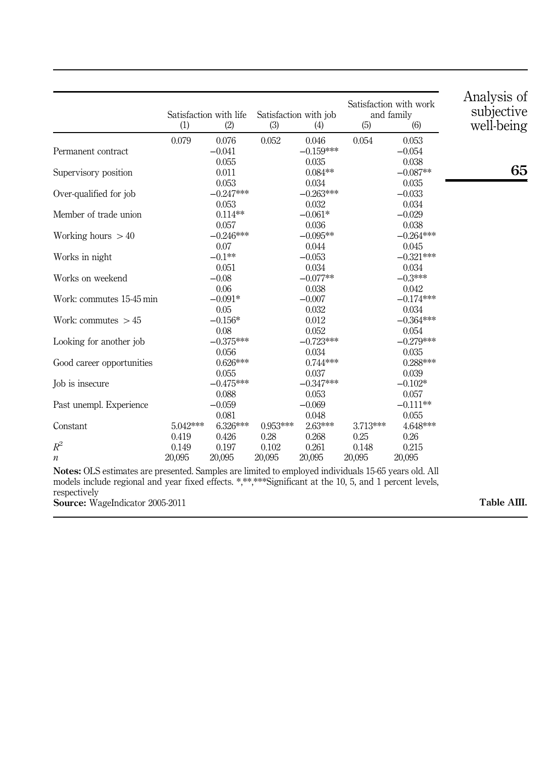| | Satisfaction with life | | Satisfaction with job | | Satisfaction with work and family | |
|---|---|---|---|---|---|---|
| | (1) | (2) | (3) | (4) | (5) | (6) |
| | 0.079 | 0.076 | 0.052 | 0.046 | 0.054 | 0.053 |
| Permanent contract | | −0.041 | | −0.159*** | | −0.054 |
| | | 0.055 | | 0.035 | | 0.038 |
| Supervisory position | | 0.011 | | 0.084** | | −0.087** |
| | | 0.053 | | 0.034 | | 0.035 |
| Over-qualified for job | | −0.247*** | | −0.263*** | | −0.033 |
| | | 0.053 | | 0.032 | | 0.034 |
| Member of trade union | | 0.114** | | −0.061* | | −0.029 |
| | | 0.057 | | 0.036 | | 0.038 |
| Working hours > 40 | | −0.246*** | | −0.095** | | −0.264*** |
| | | 0.07 | | 0.044 | | 0.045 |
| Works in night | | −0.1** | | −0.053 | | −0.321*** |
| | | 0.051 | | 0.034 | | 0.034 |
| Works on weekend | | −0.08 | | −0.077** | | −0.3*** |
| | | 0.06 | | 0.038 | | 0.042 |
| Work: commutes 15-45 min | | −0.091* | | −0.007 | | −0.174*** |
| | | 0.05 | | 0.032 | | 0.034 |
| Work: commutes > 45 | | −0.156* | | 0.012 | | −0.364*** |
| | | 0.08 | | 0.052 | | 0.054 |
| Looking for another job | | −0.375*** | | −0.723*** | | −0.279*** |
| | | 0.056 | | 0.034 | | 0.035 |
| Good career opportunities | | 0.626*** | | 0.744*** | | 0.288*** |
| | | 0.055 | | 0.037 | | 0.039 |
| Job is insecure | | −0.475*** | | −0.347*** | | −0.102* |
| | | 0.088 | | 0.053 | | 0.057 |
| Past unempl. Experience | | −0.059 | | −0.069 | | −0.111** |
| | | 0.081 | | 0.048 | | 0.055 |
| Constant | 5.042*** | 6.326*** | 0.953*** | 2.63*** | 3.713*** | 4.648*** |
| | 0.419 | 0.426 | 0.28 | 0.268 | 0.25 | 0.26 |
| $R^2$ | 0.149 | 0.197 | 0.102 | 0.261 | 0.148 | 0.215 |
| $n$ | 20,095 | 20,095 | 20,095 | 20,095 | 20,095 | 20,095 |

**Notes:** OLS estimates are presented. Samples are limited to employed individuals 15-65 years old. All models include regional and year fixed effects. *,**,***Significant at the 10, 5, and 1 percent levels, respectively

**Source:** WageIndicator 2005-2011

**Table AIII.**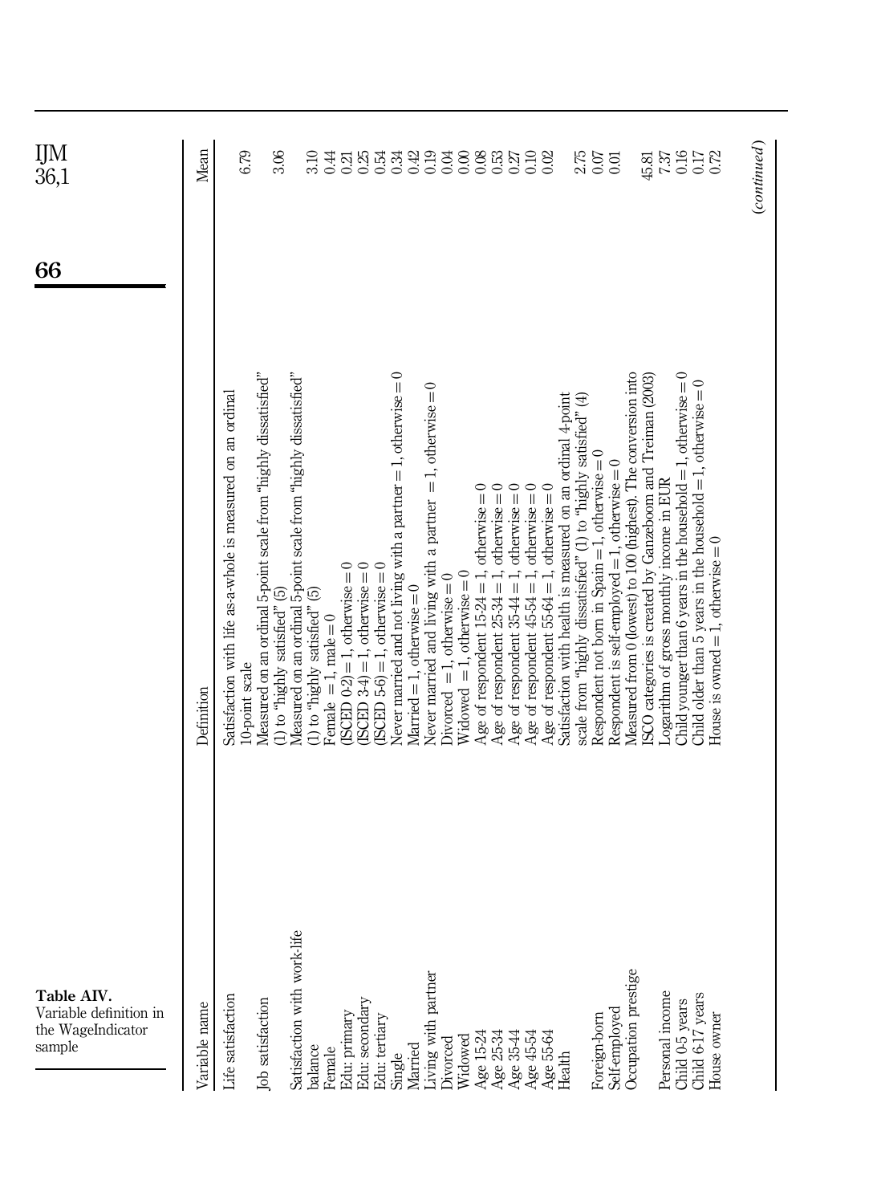**Table AIV.** Variable definition in the WageIndicator sample

| Variable name | Definition | Mean |
|---|---|---|
| Life satisfaction | Satisfaction with life as-a-whole is measured on an ordinal 10-point scale | 6.79 |
| Job satisfaction | Measured on an ordinal 5-point scale from "highly dissatisfied" (1) to "highly satisfied" (5) | 3.06 |
| Satisfaction with work-life balance | Measured on an ordinal 5-point scale from "highly dissatisfied" (1) to "highly satisfied" (5) | 3.10 |
| Female | Female = 1, male = 0 | 0.44 |
| Edu: primary | (ISCED 0-2) = 1, otherwise = 0 | 0.21 |
| Edu: secondary | (ISCED 3-4) = 1, otherwise = 0 | 0.25 |
| Edu: tertiary | (ISCED 5-6) = 1, otherwise = 0 | 0.54 |
| Single | Never married and not living with a partner = 1, otherwise = 0 | 0.34 |
| Married | Married = 1, otherwise = 0 | 0.42 |
| Living with partner | Never married and living with a partner = 1, otherwise = 0 | 0.19 |
| Divorced | Divorced = 1, otherwise = 0 | 0.04 |
| Widowed | Widowed = 1, otherwise = 0 | 0.00 |
| Age 15-24 | Age of respondent 15-24 = 1, otherwise = 0 | 0.08 |
| Age 25-34 | Age of respondent 25-34 = 1, otherwise = 0 | 0.53 |
| Age 35-44 | Age of respondent 35-44 = 1, otherwise = 0 | 0.27 |
| Age 45-54 | Age of respondent 45-54 = 1, otherwise = 0 | 0.10 |
| Age 55-64 | Age of respondent 55-64 = 1, otherwise = 0 | 0.02 |
| Health | Satisfaction with health is measured on an ordinal 4-point scale from "highly dissatisfied" (1) to "highly satisfied" (4) | 2.75 |
| Foreign-born | Respondent not born in Spain = 1, otherwise = 0 | 0.07 |
| Self-employed | Respondent is self-employed = 1, otherwise = 0 | 0.01 |
| Occupation prestige | Measured from 0 (lowest) to 100 (highest). The conversion into ISCO categories is created by Ganzeboom and Treiman (2003) | 45.81 |
| Personal income | Logarithm of gross monthly income in EUR | 7.37 |
| Child 0-5 years | Child younger than 6 years in the household = 1, otherwise = 0 | 0.16 |
| Child 6-17 years | Child older than 5 years in the household = 1, otherwise = 0 | 0.17 |
| House owner | House is owned = 1, otherwise = 0 | 0.72 |

*(continued)*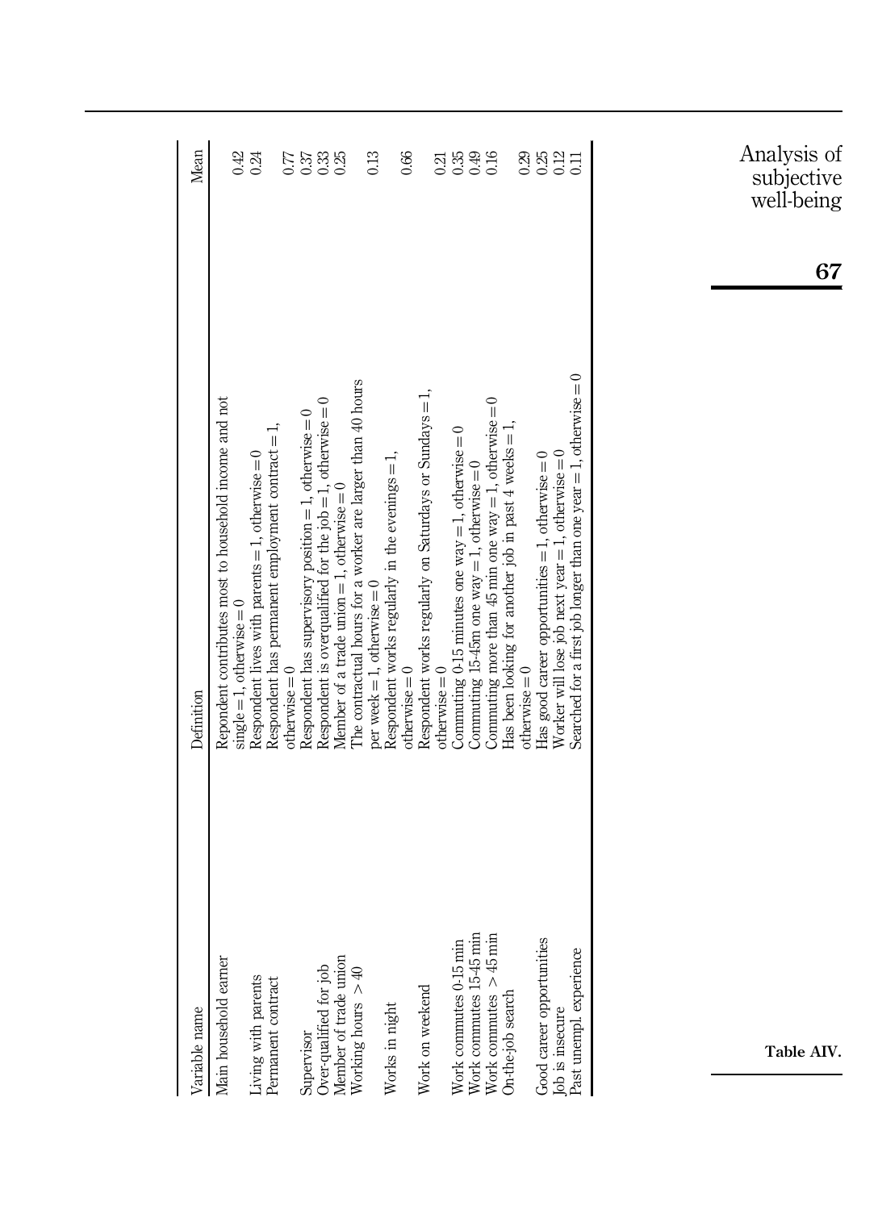| Variable name | Definition | Mean |
|---|---|---|
| Main household earner | Repondent contributes most to household income and not single = 1, otherwise = 0 | 0.42 |
| Living with parents | Respondent lives with parents = 1, otherwise = 0 | 0.24 |
| Permanent contract | Respondent has permanent employment contract = 1, otherwise = 0 | 0.77 |
| Supervisor | Respondent has supervisory position = 1, otherwise = 0 | 0.37 |
| Over-qualified for job | Respondent is overqualified for the job = 1, otherwise = 0 | 0.33 |
| Member of trade union | Member of a trade union = 1, otherwise = 0 | 0.25 |
| Working hours > 40 | The contractual hours for a worker are larger than 40 hours per week = 1, otherwise = 0 | 0.13 |
| Works in night | Respondent works regularly in the evenings = 1, otherwise = 0 | 0.66 |
| Work on weekend | Respondent works regularly on Saturdays or Sundays = 1, otherwise = 0 | 0.21 |
| Work commutes 0-15 min | Commuting 0-15 minutes one way = 1, otherwise = 0 | 0.35 |
| Work commutes 15-45 min | Commuting 15-45m one way = 1, otherwise = 0 | 0.49 |
| Work commutes > 45 min | Commuting more than 45 min one way = 1, otherwise = 0 | 0.16 |
| On-the-job search | Has been looking for another job in past 4 weeks = 1, otherwise = 0 | 0.29 |
| Good career opportunities | Has good career opportunities = 1, otherwise = 0 | 0.25 |
| Job is insecure | Worker will lose job next year = 1, otherwise = 0 | 0.12 |
| Past unempl. experience | Searched for a first job longer than one year = 1, otherwise = 0 | 0.11 |

**Table AIV.**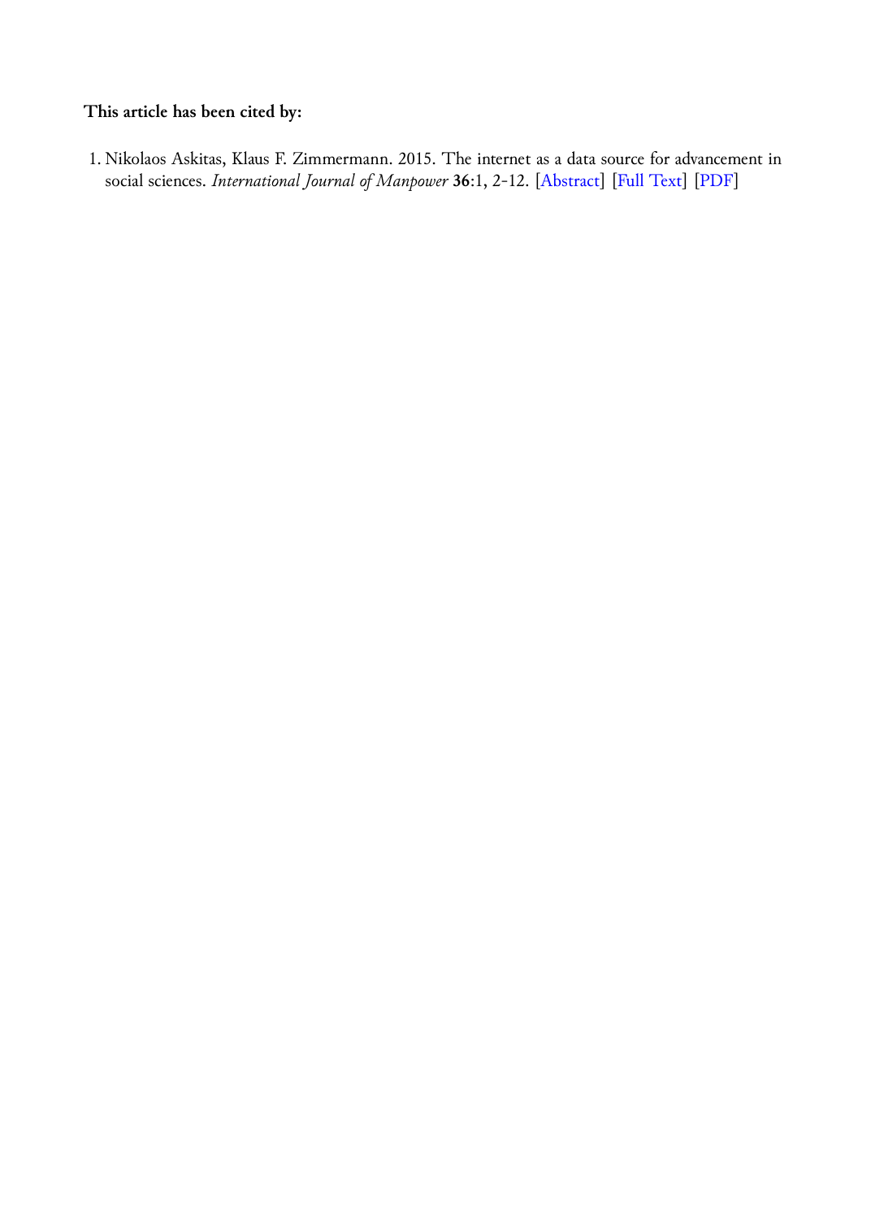**This article has been cited by:**

1. Nikolaos Askitas, Klaus F. Zimmermann. 2015. The internet as a data source for advancement in social sciences. *International Journal of Manpower* **36**:1, 2-12. [Abstract] [Full Text] [PDF]